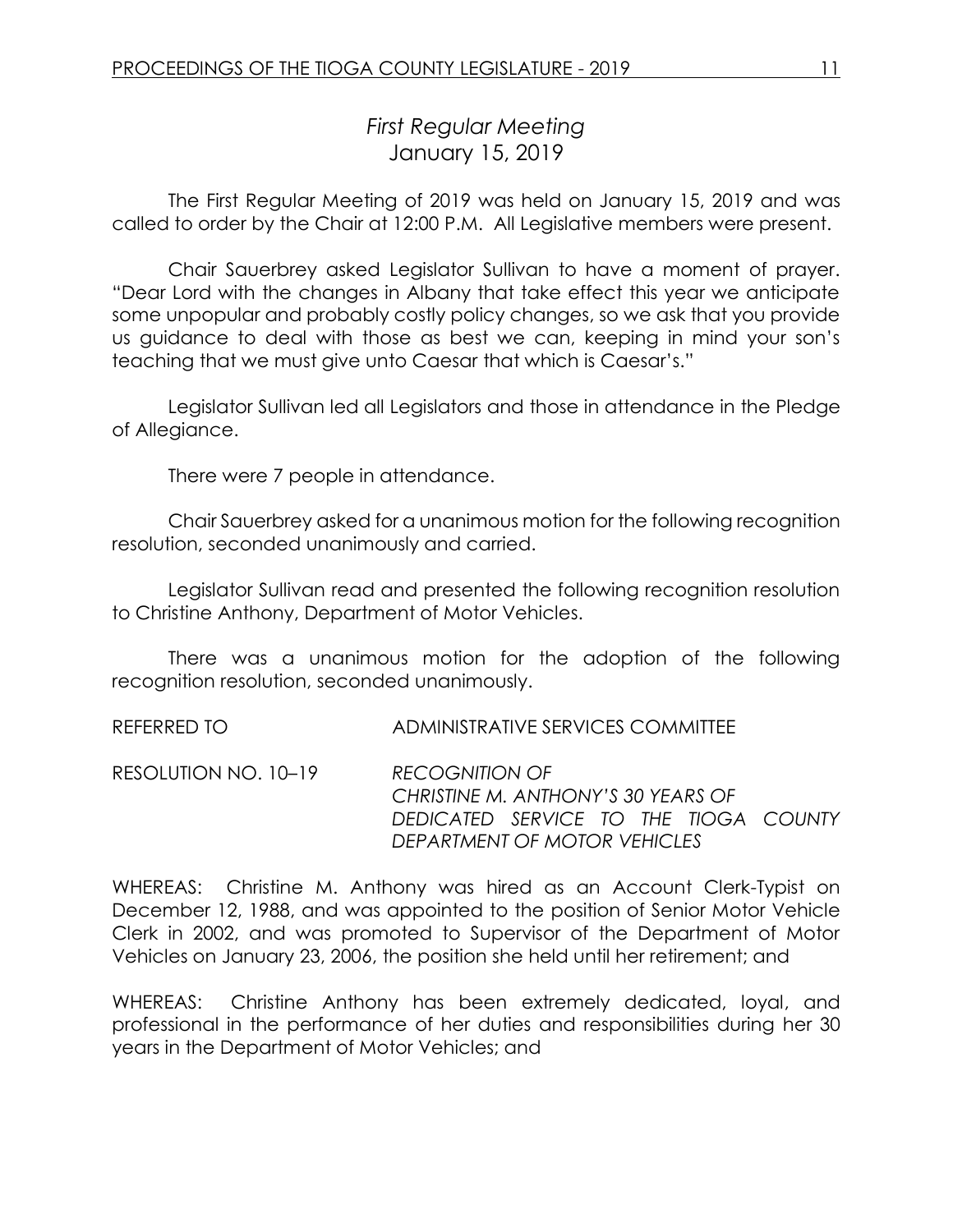# *First Regular Meeting*
## January 15, 2019

The First Regular Meeting of 2019 was held on January 15, 2019 and was called to order by the Chair at 12:00 P.M. All Legislative members were present.

Chair Sauerbrey asked Legislator Sullivan to have a moment of prayer. "Dear Lord with the changes in Albany that take effect this year we anticipate some unpopular and probably costly policy changes, so we ask that you provide us guidance to deal with those as best we can, keeping in mind your son's teaching that we must give unto Caesar that which is Caesar's."

Legislator Sullivan led all Legislators and those in attendance in the Pledge of Allegiance.

There were 7 people in attendance.

Chair Sauerbrey asked for a unanimous motion for the following recognition resolution, seconded unanimously and carried.

Legislator Sullivan read and presented the following recognition resolution to Christine Anthony, Department of Motor Vehicles.

There was a unanimous motion for the adoption of the following recognition resolution, seconded unanimously.

REFERRED TO ADMINISTRATIVE SERVICES COMMITTEE

RESOLUTION NO. 10–19 *RECOGNITION OF CHRISTINE M. ANTHONY'S 30 YEARS OF DEDICATED SERVICE TO THE TIOGA COUNTY DEPARTMENT OF MOTOR VEHICLES*

WHEREAS: Christine M. Anthony was hired as an Account Clerk-Typist on December 12, 1988, and was appointed to the position of Senior Motor Vehicle Clerk in 2002, and was promoted to Supervisor of the Department of Motor Vehicles on January 23, 2006, the position she held until her retirement; and

WHEREAS: Christine Anthony has been extremely dedicated, loyal, and professional in the performance of her duties and responsibilities during her 30 years in the Department of Motor Vehicles; and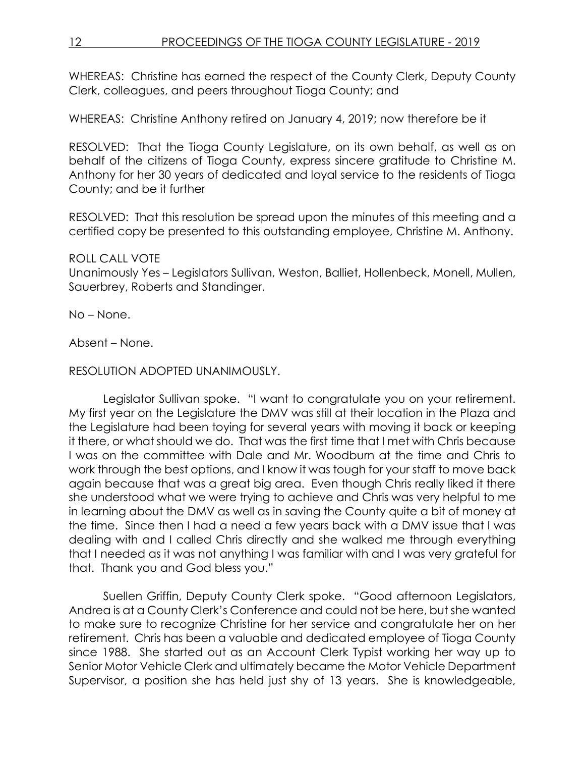WHEREAS: Christine has earned the respect of the County Clerk, Deputy County Clerk, colleagues, and peers throughout Tioga County; and

WHEREAS: Christine Anthony retired on January 4, 2019; now therefore be it

RESOLVED: That the Tioga County Legislature, on its own behalf, as well as on behalf of the citizens of Tioga County, express sincere gratitude to Christine M. Anthony for her 30 years of dedicated and loyal service to the residents of Tioga County; and be it further

RESOLVED: That this resolution be spread upon the minutes of this meeting and a certified copy be presented to this outstanding employee, Christine M. Anthony.

ROLL CALL VOTE
Unanimously Yes – Legislators Sullivan, Weston, Balliet, Hollenbeck, Monell, Mullen, Sauerbrey, Roberts and Standinger.

No – None.

Absent – None.

RESOLUTION ADOPTED UNANIMOUSLY.

Legislator Sullivan spoke. "I want to congratulate you on your retirement. My first year on the Legislature the DMV was still at their location in the Plaza and the Legislature had been toying for several years with moving it back or keeping it there, or what should we do. That was the first time that I met with Chris because I was on the committee with Dale and Mr. Woodburn at the time and Chris to work through the best options, and I know it was tough for your staff to move back again because that was a great big area. Even though Chris really liked it there she understood what we were trying to achieve and Chris was very helpful to me in learning about the DMV as well as in saving the County quite a bit of money at the time. Since then I had a need a few years back with a DMV issue that I was dealing with and I called Chris directly and she walked me through everything that I needed as it was not anything I was familiar with and I was very grateful for that. Thank you and God bless you."

Suellen Griffin, Deputy County Clerk spoke. "Good afternoon Legislators, Andrea is at a County Clerk's Conference and could not be here, but she wanted to make sure to recognize Christine for her service and congratulate her on her retirement. Chris has been a valuable and dedicated employee of Tioga County since 1988. She started out as an Account Clerk Typist working her way up to Senior Motor Vehicle Clerk and ultimately became the Motor Vehicle Department Supervisor, a position she has held just shy of 13 years. She is knowledgeable,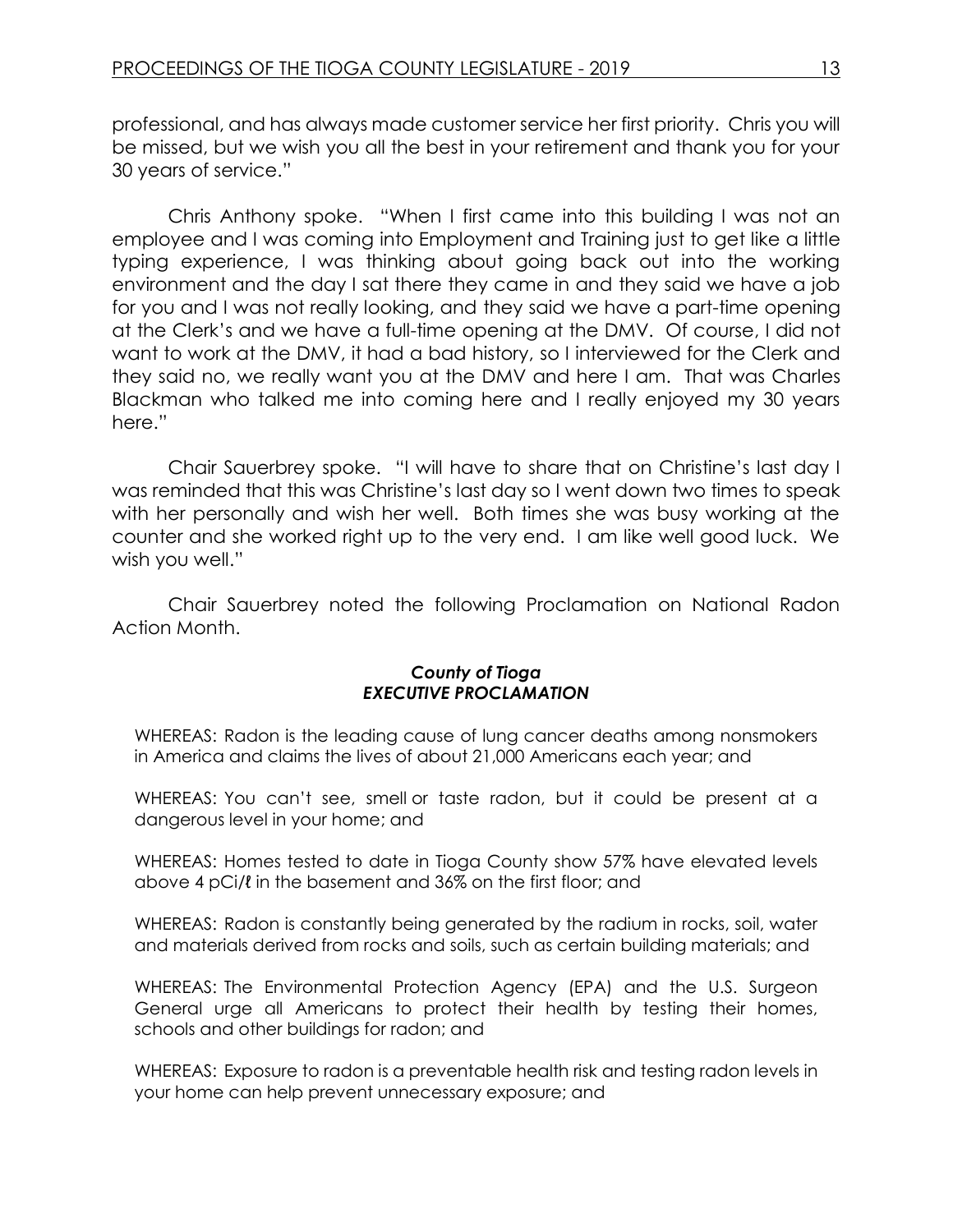professional, and has always made customer service her first priority. Chris you will be missed, but we wish you all the best in your retirement and thank you for your 30 years of service."

Chris Anthony spoke. "When I first came into this building I was not an employee and I was coming into Employment and Training just to get like a little typing experience, I was thinking about going back out into the working environment and the day I sat there they came in and they said we have a job for you and I was not really looking, and they said we have a part-time opening at the Clerk's and we have a full-time opening at the DMV. Of course, I did not want to work at the DMV, it had a bad history, so I interviewed for the Clerk and they said no, we really want you at the DMV and here I am. That was Charles Blackman who talked me into coming here and I really enjoyed my 30 years here."

Chair Sauerbrey spoke. "I will have to share that on Christine's last day I was reminded that this was Christine's last day so I went down two times to speak with her personally and wish her well. Both times she was busy working at the counter and she worked right up to the very end. I am like well good luck. We wish you well."

Chair Sauerbrey noted the following Proclamation on National Radon Action Month.

***County of Tioga***
***EXECUTIVE PROCLAMATION***

WHEREAS: Radon is the leading cause of lung cancer deaths among nonsmokers in America and claims the lives of about 21,000 Americans each year; and

WHEREAS: You can't see, smell or taste radon, but it could be present at a dangerous level in your home; and

WHEREAS: Homes tested to date in Tioga County show 57% have elevated levels above 4 pCi/ℓ in the basement and 36% on the first floor; and

WHEREAS: Radon is constantly being generated by the radium in rocks, soil, water and materials derived from rocks and soils, such as certain building materials; and

WHEREAS: The Environmental Protection Agency (EPA) and the U.S. Surgeon General urge all Americans to protect their health by testing their homes, schools and other buildings for radon; and

WHEREAS: Exposure to radon is a preventable health risk and testing radon levels in your home can help prevent unnecessary exposure; and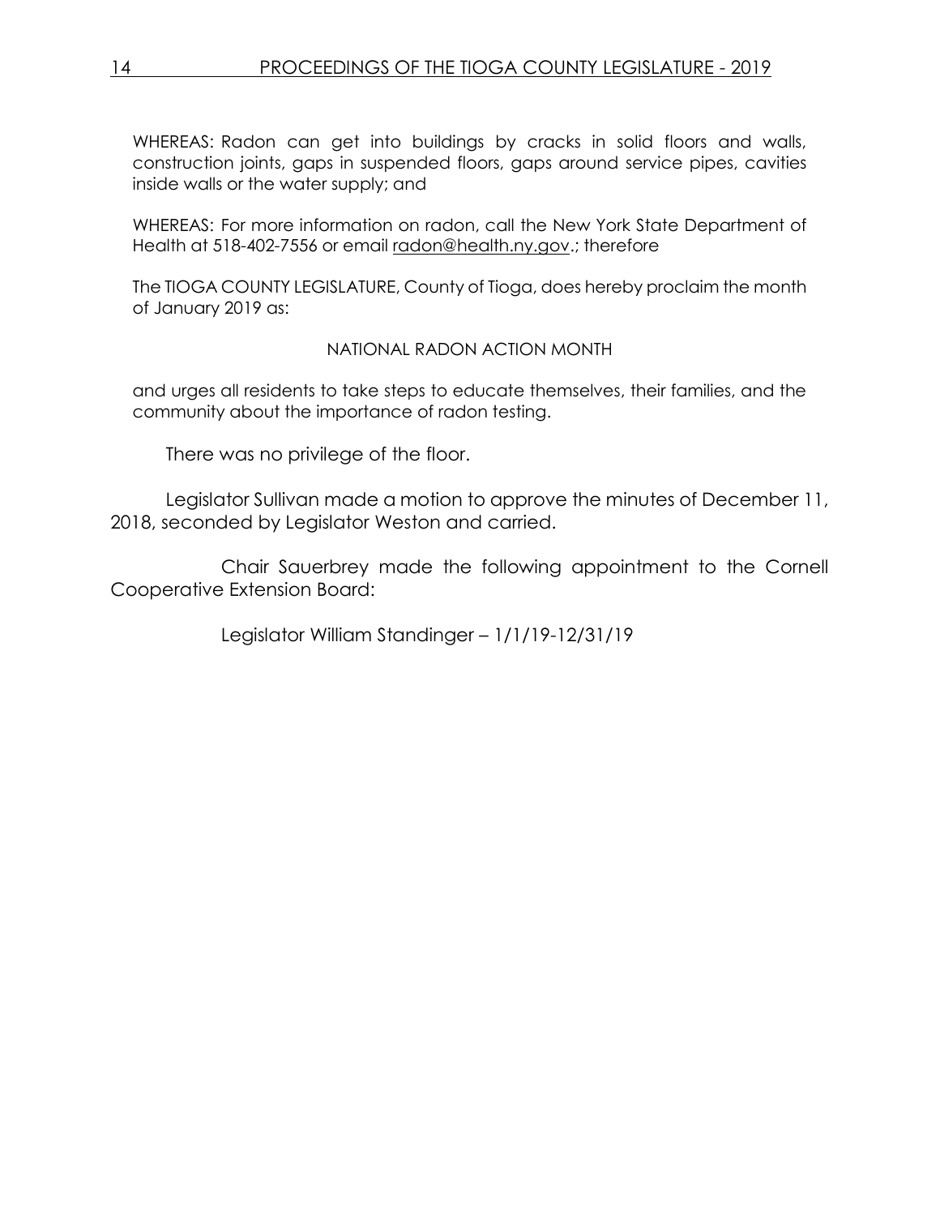WHEREAS: Radon can get into buildings by cracks in solid floors and walls, construction joints, gaps in suspended floors, gaps around service pipes, cavities inside walls or the water supply; and

WHEREAS: For more information on radon, call the New York State Department of Health at 518-402-7556 or email radon@health.ny.gov.; therefore

The TIOGA COUNTY LEGISLATURE, County of Tioga, does hereby proclaim the month of January 2019 as:

NATIONAL RADON ACTION MONTH

and urges all residents to take steps to educate themselves, their families, and the community about the importance of radon testing.

There was no privilege of the floor.

Legislator Sullivan made a motion to approve the minutes of December 11, 2018, seconded by Legislator Weston and carried.

Chair Sauerbrey made the following appointment to the Cornell Cooperative Extension Board:

Legislator William Standinger – 1/1/19-12/31/19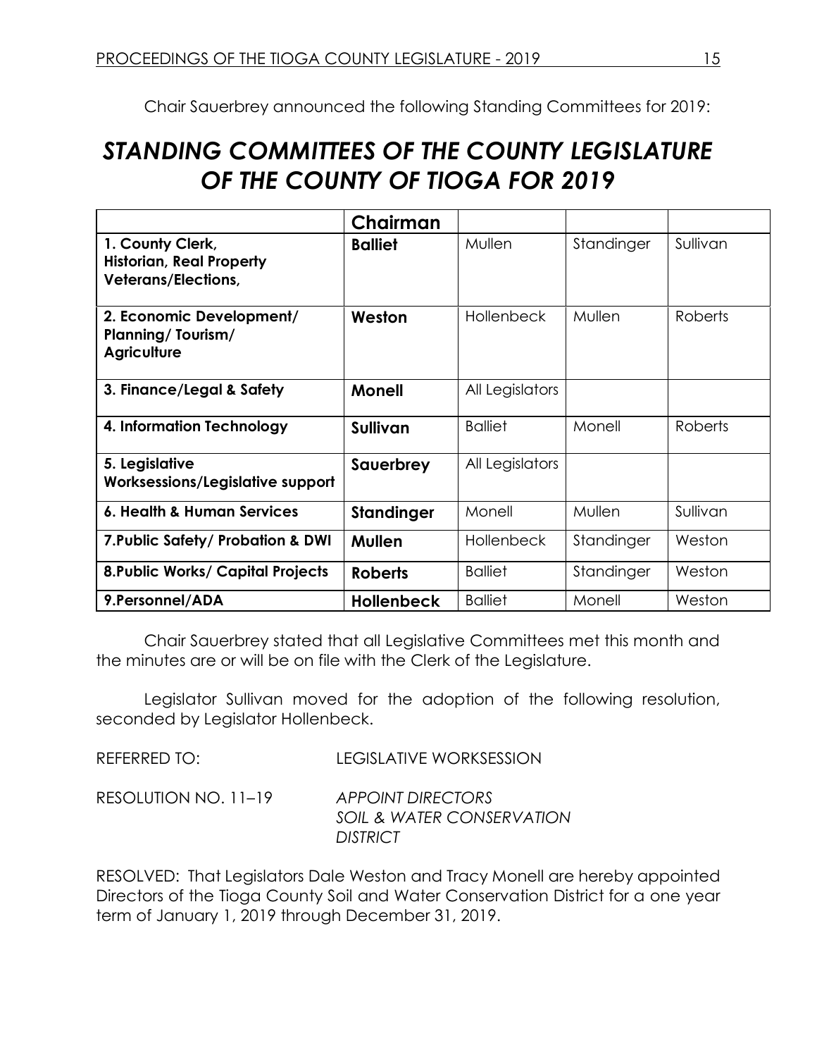Chair Sauerbrey announced the following Standing Committees for 2019:

# *STANDING COMMITTEES OF THE COUNTY LEGISLATURE OF THE COUNTY OF TIOGA FOR 2019*

| | **Chairman** | | | |
|---|---|---|---|---|
| **1. County Clerk, Historian, Real Property Veterans/Elections,** | **Balliet** | Mullen | Standinger | Sullivan |
| **2. Economic Development/ Planning/ Tourism/ Agriculture** | **Weston** | Hollenbeck | Mullen | Roberts |
| **3. Finance/Legal & Safety** | **Monell** | All Legislators | | |
| **4. Information Technology** | **Sullivan** | Balliet | Monell | Roberts |
| **5. Legislative Worksessions/Legislative support** | **Sauerbrey** | All Legislators | | |
| **6. Health & Human Services** | **Standinger** | Monell | Mullen | Sullivan |
| **7.Public Safety/ Probation & DWI** | **Mullen** | Hollenbeck | Standinger | Weston |
| **8.Public Works/ Capital Projects** | **Roberts** | Balliet | Standinger | Weston |
| **9.Personnel/ADA** | **Hollenbeck** | Balliet | Monell | Weston |

Chair Sauerbrey stated that all Legislative Committees met this month and the minutes are or will be on file with the Clerk of the Legislature.

Legislator Sullivan moved for the adoption of the following resolution, seconded by Legislator Hollenbeck.

REFERRED TO: LEGISLATIVE WORKSESSION

RESOLUTION NO. 11–19 *APPOINT DIRECTORS SOIL & WATER CONSERVATION DISTRICT*

RESOLVED: That Legislators Dale Weston and Tracy Monell are hereby appointed Directors of the Tioga County Soil and Water Conservation District for a one year term of January 1, 2019 through December 31, 2019.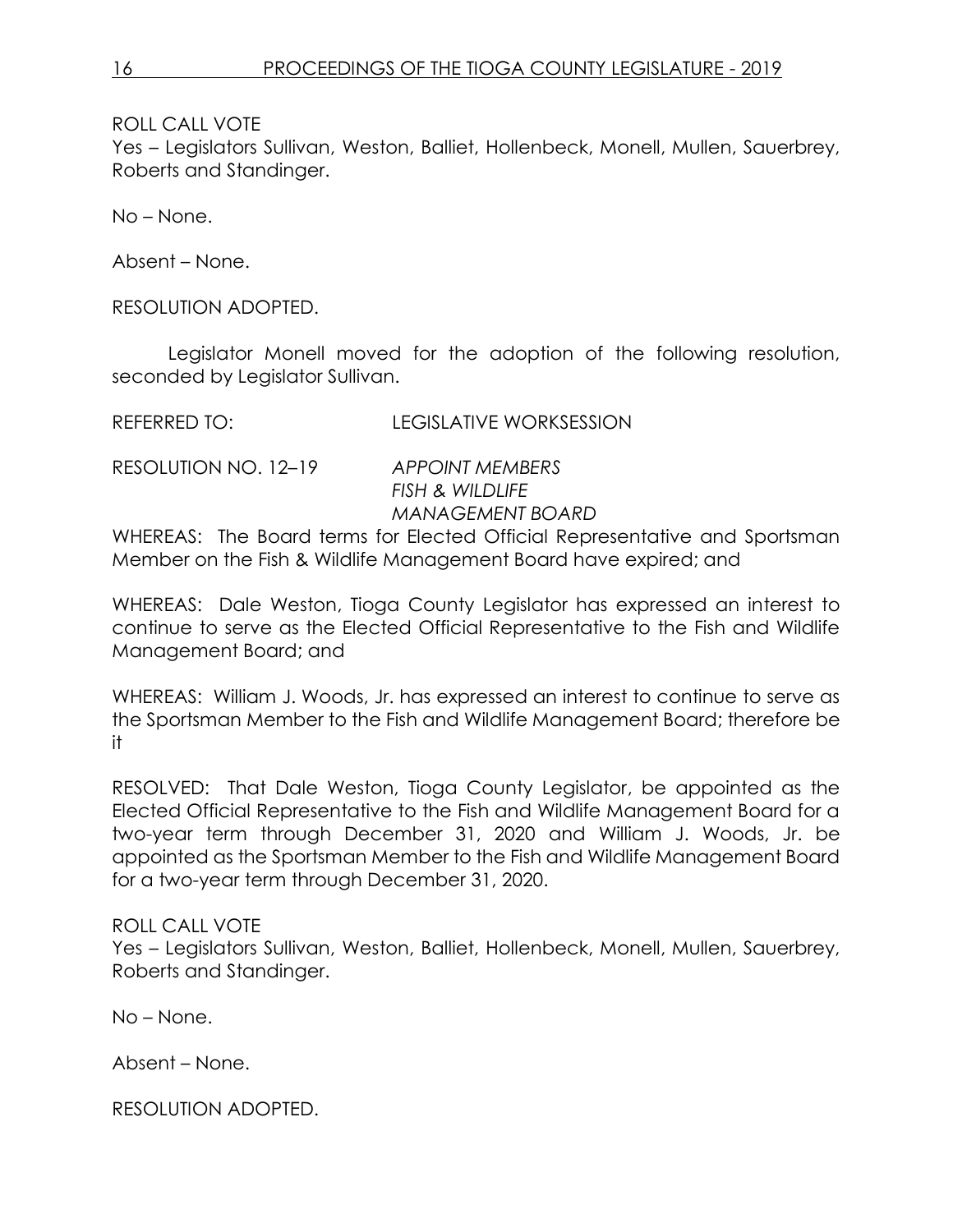ROLL CALL VOTE
Yes – Legislators Sullivan, Weston, Balliet, Hollenbeck, Monell, Mullen, Sauerbrey, Roberts and Standinger.

No – None.

Absent – None.

RESOLUTION ADOPTED.

Legislator Monell moved for the adoption of the following resolution, seconded by Legislator Sullivan.

REFERRED TO: LEGISLATIVE WORKSESSION

RESOLUTION NO. 12–19 *APPOINT MEMBERS*
*FISH & WILDLIFE*
*MANAGEMENT BOARD*

WHEREAS: The Board terms for Elected Official Representative and Sportsman Member on the Fish & Wildlife Management Board have expired; and

WHEREAS: Dale Weston, Tioga County Legislator has expressed an interest to continue to serve as the Elected Official Representative to the Fish and Wildlife Management Board; and

WHEREAS: William J. Woods, Jr. has expressed an interest to continue to serve as the Sportsman Member to the Fish and Wildlife Management Board; therefore be it

RESOLVED: That Dale Weston, Tioga County Legislator, be appointed as the Elected Official Representative to the Fish and Wildlife Management Board for a two-year term through December 31, 2020 and William J. Woods, Jr. be appointed as the Sportsman Member to the Fish and Wildlife Management Board for a two-year term through December 31, 2020.

ROLL CALL VOTE
Yes – Legislators Sullivan, Weston, Balliet, Hollenbeck, Monell, Mullen, Sauerbrey, Roberts and Standinger.

No – None.

Absent – None.

RESOLUTION ADOPTED.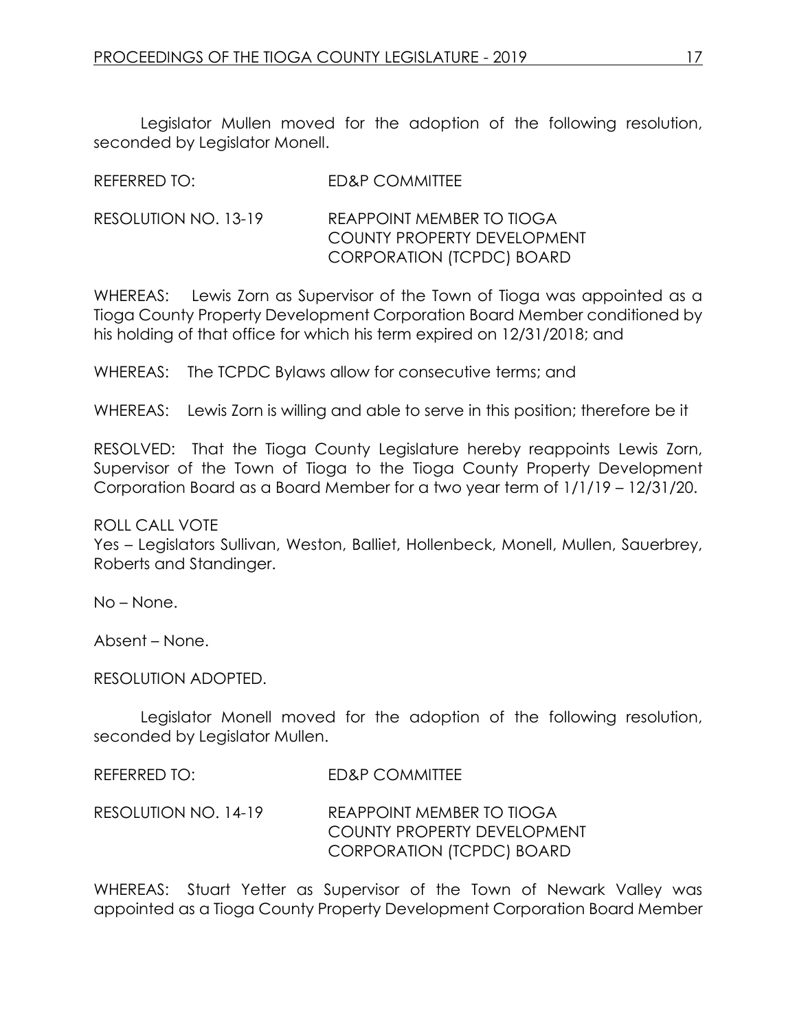Legislator Mullen moved for the adoption of the following resolution, seconded by Legislator Monell.

REFERRED TO: ED&P COMMITTEE

RESOLUTION NO. 13-19 REAPPOINT MEMBER TO TIOGA COUNTY PROPERTY DEVELOPMENT CORPORATION (TCPDC) BOARD

WHEREAS: Lewis Zorn as Supervisor of the Town of Tioga was appointed as a Tioga County Property Development Corporation Board Member conditioned by his holding of that office for which his term expired on 12/31/2018; and

WHEREAS: The TCPDC Bylaws allow for consecutive terms; and

WHEREAS: Lewis Zorn is willing and able to serve in this position; therefore be it

RESOLVED: That the Tioga County Legislature hereby reappoints Lewis Zorn, Supervisor of the Town of Tioga to the Tioga County Property Development Corporation Board as a Board Member for a two year term of 1/1/19 – 12/31/20.

ROLL CALL VOTE
Yes – Legislators Sullivan, Weston, Balliet, Hollenbeck, Monell, Mullen, Sauerbrey, Roberts and Standinger.

No – None.

Absent – None.

RESOLUTION ADOPTED.

Legislator Monell moved for the adoption of the following resolution, seconded by Legislator Mullen.

REFERRED TO: ED&P COMMITTEE

RESOLUTION NO. 14-19 REAPPOINT MEMBER TO TIOGA COUNTY PROPERTY DEVELOPMENT CORPORATION (TCPDC) BOARD

WHEREAS: Stuart Yetter as Supervisor of the Town of Newark Valley was appointed as a Tioga County Property Development Corporation Board Member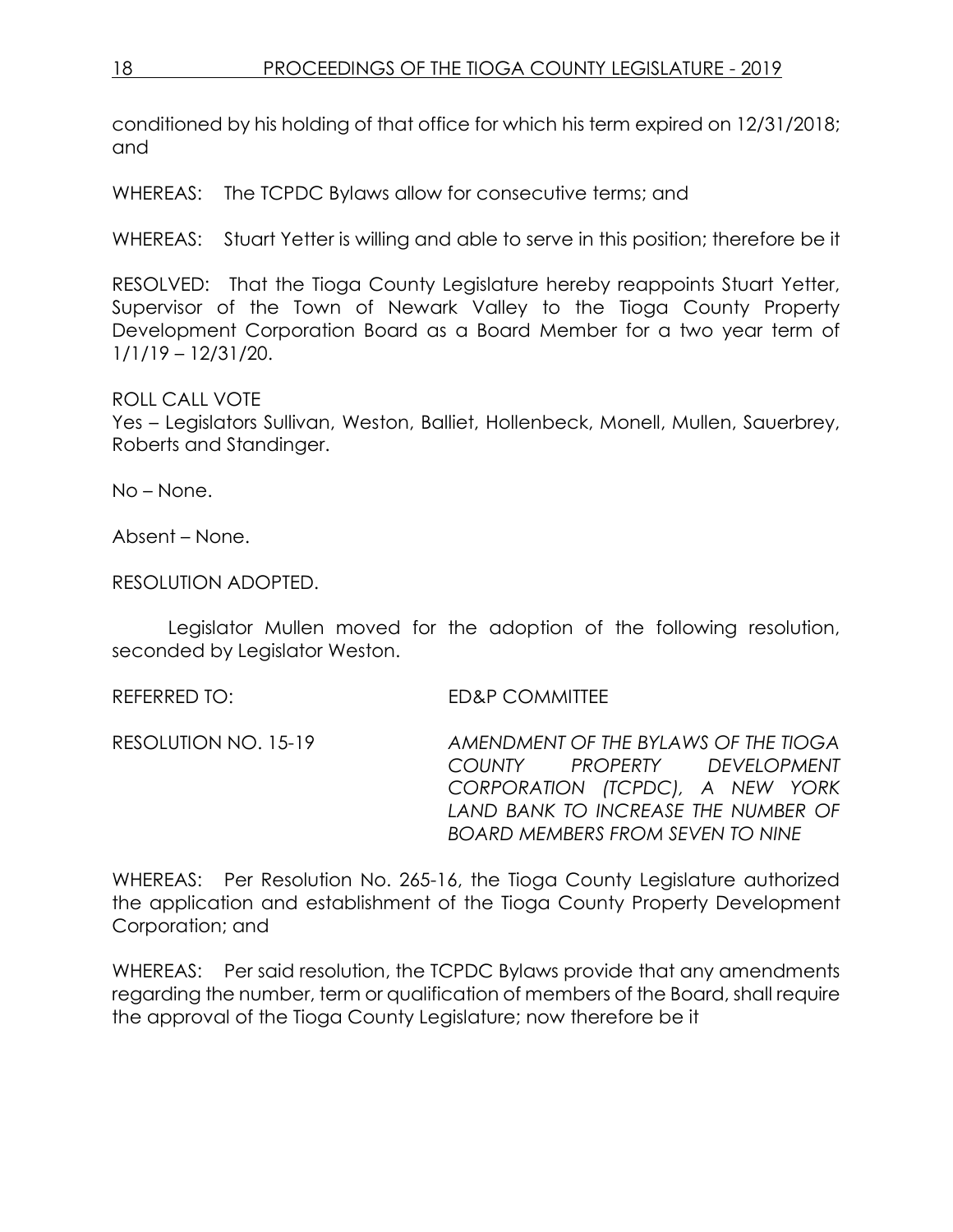conditioned by his holding of that office for which his term expired on 12/31/2018; and

WHEREAS: The TCPDC Bylaws allow for consecutive terms; and

WHEREAS: Stuart Yetter is willing and able to serve in this position; therefore be it

RESOLVED: That the Tioga County Legislature hereby reappoints Stuart Yetter, Supervisor of the Town of Newark Valley to the Tioga County Property Development Corporation Board as a Board Member for a two year term of 1/1/19 – 12/31/20.

ROLL CALL VOTE
Yes – Legislators Sullivan, Weston, Balliet, Hollenbeck, Monell, Mullen, Sauerbrey, Roberts and Standinger.

No – None.

Absent – None.

RESOLUTION ADOPTED.

Legislator Mullen moved for the adoption of the following resolution, seconded by Legislator Weston.

REFERRED TO: ED&P COMMITTEE

RESOLUTION NO. 15-19 *AMENDMENT OF THE BYLAWS OF THE TIOGA COUNTY PROPERTY DEVELOPMENT CORPORATION (TCPDC), A NEW YORK LAND BANK TO INCREASE THE NUMBER OF BOARD MEMBERS FROM SEVEN TO NINE*

WHEREAS: Per Resolution No. 265-16, the Tioga County Legislature authorized the application and establishment of the Tioga County Property Development Corporation; and

WHEREAS: Per said resolution, the TCPDC Bylaws provide that any amendments regarding the number, term or qualification of members of the Board, shall require the approval of the Tioga County Legislature; now therefore be it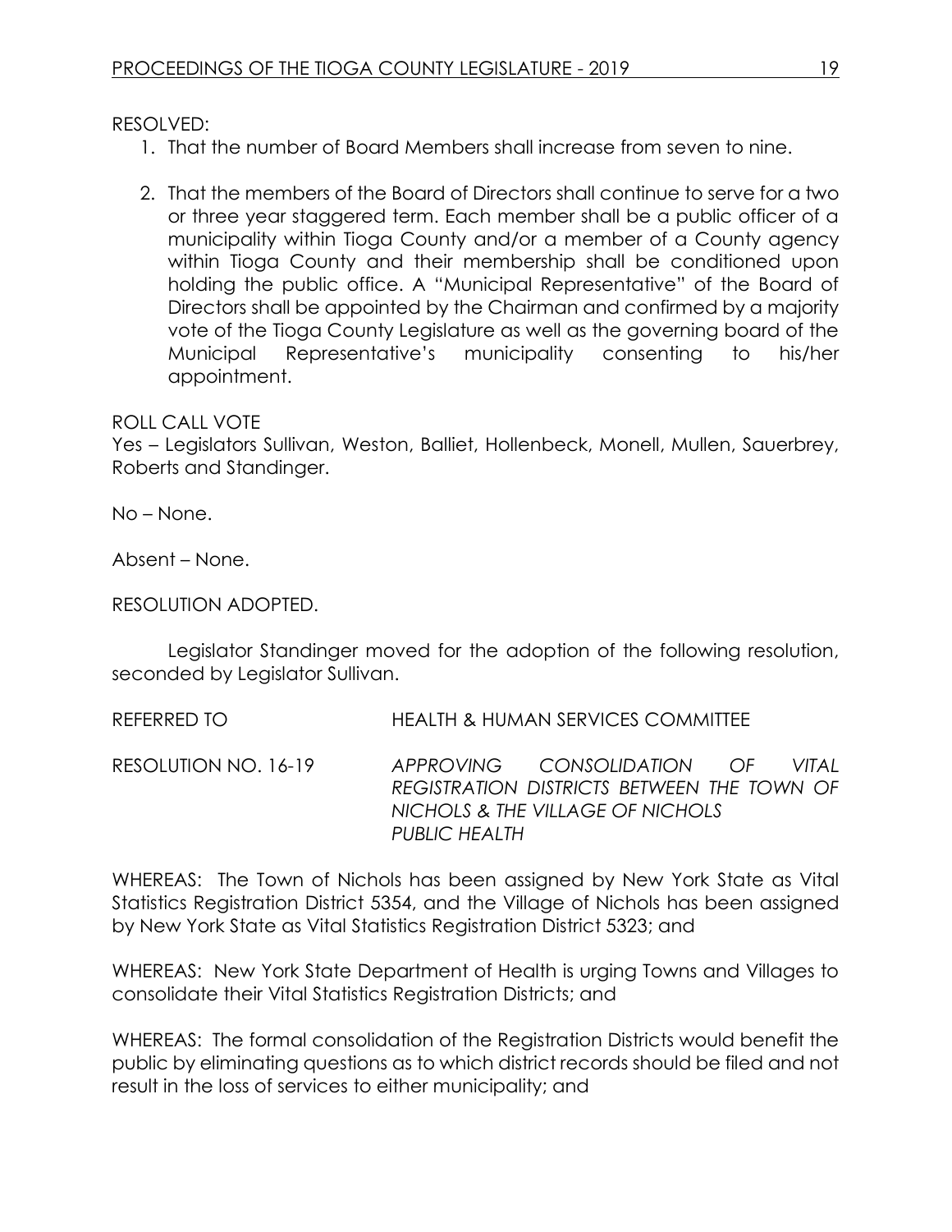RESOLVED:

1. That the number of Board Members shall increase from seven to nine.
2. That the members of the Board of Directors shall continue to serve for a two or three year staggered term. Each member shall be a public officer of a municipality within Tioga County and/or a member of a County agency within Tioga County and their membership shall be conditioned upon holding the public office. A "Municipal Representative" of the Board of Directors shall be appointed by the Chairman and confirmed by a majority vote of the Tioga County Legislature as well as the governing board of the Municipal Representative's municipality consenting to his/her appointment.

ROLL CALL VOTE
Yes – Legislators Sullivan, Weston, Balliet, Hollenbeck, Monell, Mullen, Sauerbrey, Roberts and Standinger.

No – None.

Absent – None.

RESOLUTION ADOPTED.

Legislator Standinger moved for the adoption of the following resolution, seconded by Legislator Sullivan.

REFERRED TO HEALTH & HUMAN SERVICES COMMITTEE

RESOLUTION NO. 16-19 *APPROVING CONSOLIDATION OF VITAL REGISTRATION DISTRICTS BETWEEN THE TOWN OF NICHOLS & THE VILLAGE OF NICHOLS PUBLIC HEALTH*

WHEREAS: The Town of Nichols has been assigned by New York State as Vital Statistics Registration District 5354, and the Village of Nichols has been assigned by New York State as Vital Statistics Registration District 5323; and

WHEREAS: New York State Department of Health is urging Towns and Villages to consolidate their Vital Statistics Registration Districts; and

WHEREAS: The formal consolidation of the Registration Districts would benefit the public by eliminating questions as to which district records should be filed and not result in the loss of services to either municipality; and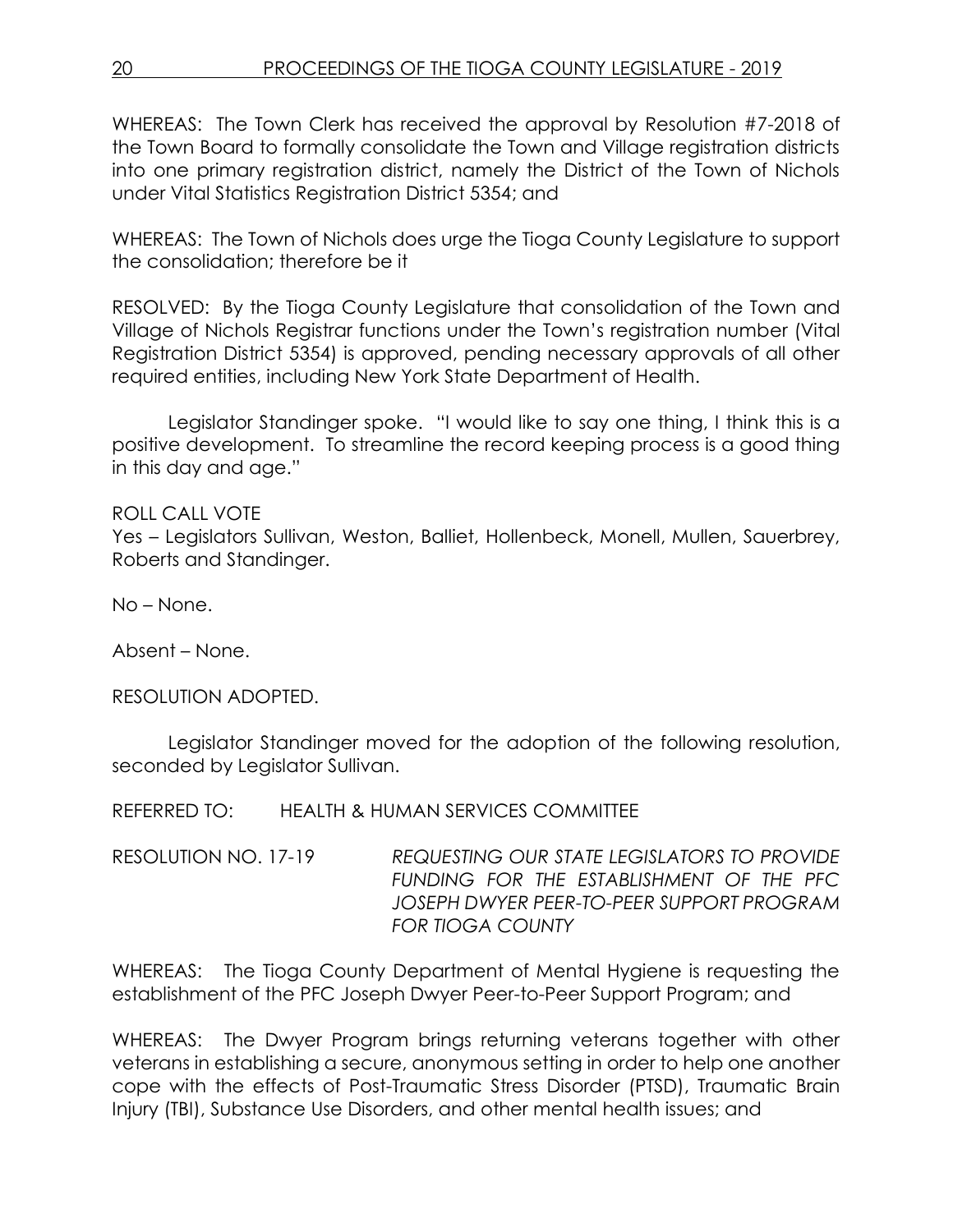WHEREAS: The Town Clerk has received the approval by Resolution #7-2018 of the Town Board to formally consolidate the Town and Village registration districts into one primary registration district, namely the District of the Town of Nichols under Vital Statistics Registration District 5354; and

WHEREAS: The Town of Nichols does urge the Tioga County Legislature to support the consolidation; therefore be it

RESOLVED: By the Tioga County Legislature that consolidation of the Town and Village of Nichols Registrar functions under the Town's registration number (Vital Registration District 5354) is approved, pending necessary approvals of all other required entities, including New York State Department of Health.

Legislator Standinger spoke. "I would like to say one thing, I think this is a positive development. To streamline the record keeping process is a good thing in this day and age."

ROLL CALL VOTE
Yes – Legislators Sullivan, Weston, Balliet, Hollenbeck, Monell, Mullen, Sauerbrey, Roberts and Standinger.

No – None.

Absent – None.

RESOLUTION ADOPTED.

Legislator Standinger moved for the adoption of the following resolution, seconded by Legislator Sullivan.

REFERRED TO: HEALTH & HUMAN SERVICES COMMITTEE

RESOLUTION NO. 17-19 *REQUESTING OUR STATE LEGISLATORS TO PROVIDE FUNDING FOR THE ESTABLISHMENT OF THE PFC JOSEPH DWYER PEER-TO-PEER SUPPORT PROGRAM FOR TIOGA COUNTY*

WHEREAS: The Tioga County Department of Mental Hygiene is requesting the establishment of the PFC Joseph Dwyer Peer-to-Peer Support Program; and

WHEREAS: The Dwyer Program brings returning veterans together with other veterans in establishing a secure, anonymous setting in order to help one another cope with the effects of Post-Traumatic Stress Disorder (PTSD), Traumatic Brain Injury (TBI), Substance Use Disorders, and other mental health issues; and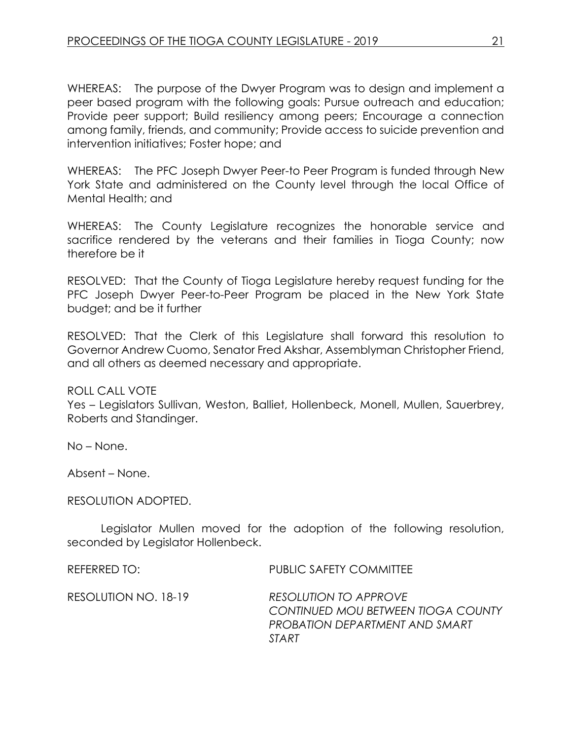WHEREAS: The purpose of the Dwyer Program was to design and implement a peer based program with the following goals: Pursue outreach and education; Provide peer support; Build resiliency among peers; Encourage a connection among family, friends, and community; Provide access to suicide prevention and intervention initiatives; Foster hope; and

WHEREAS: The PFC Joseph Dwyer Peer-to Peer Program is funded through New York State and administered on the County level through the local Office of Mental Health; and

WHEREAS: The County Legislature recognizes the honorable service and sacrifice rendered by the veterans and their families in Tioga County; now therefore be it

RESOLVED: That the County of Tioga Legislature hereby request funding for the PFC Joseph Dwyer Peer-to-Peer Program be placed in the New York State budget; and be it further

RESOLVED: That the Clerk of this Legislature shall forward this resolution to Governor Andrew Cuomo, Senator Fred Akshar, Assemblyman Christopher Friend, and all others as deemed necessary and appropriate.

ROLL CALL VOTE
Yes – Legislators Sullivan, Weston, Balliet, Hollenbeck, Monell, Mullen, Sauerbrey, Roberts and Standinger.

No – None.

Absent – None.

RESOLUTION ADOPTED.

Legislator Mullen moved for the adoption of the following resolution, seconded by Legislator Hollenbeck.

REFERRED TO: PUBLIC SAFETY COMMITTEE

RESOLUTION NO. 18-19 *RESOLUTION TO APPROVE CONTINUED MOU BETWEEN TIOGA COUNTY PROBATION DEPARTMENT AND SMART START*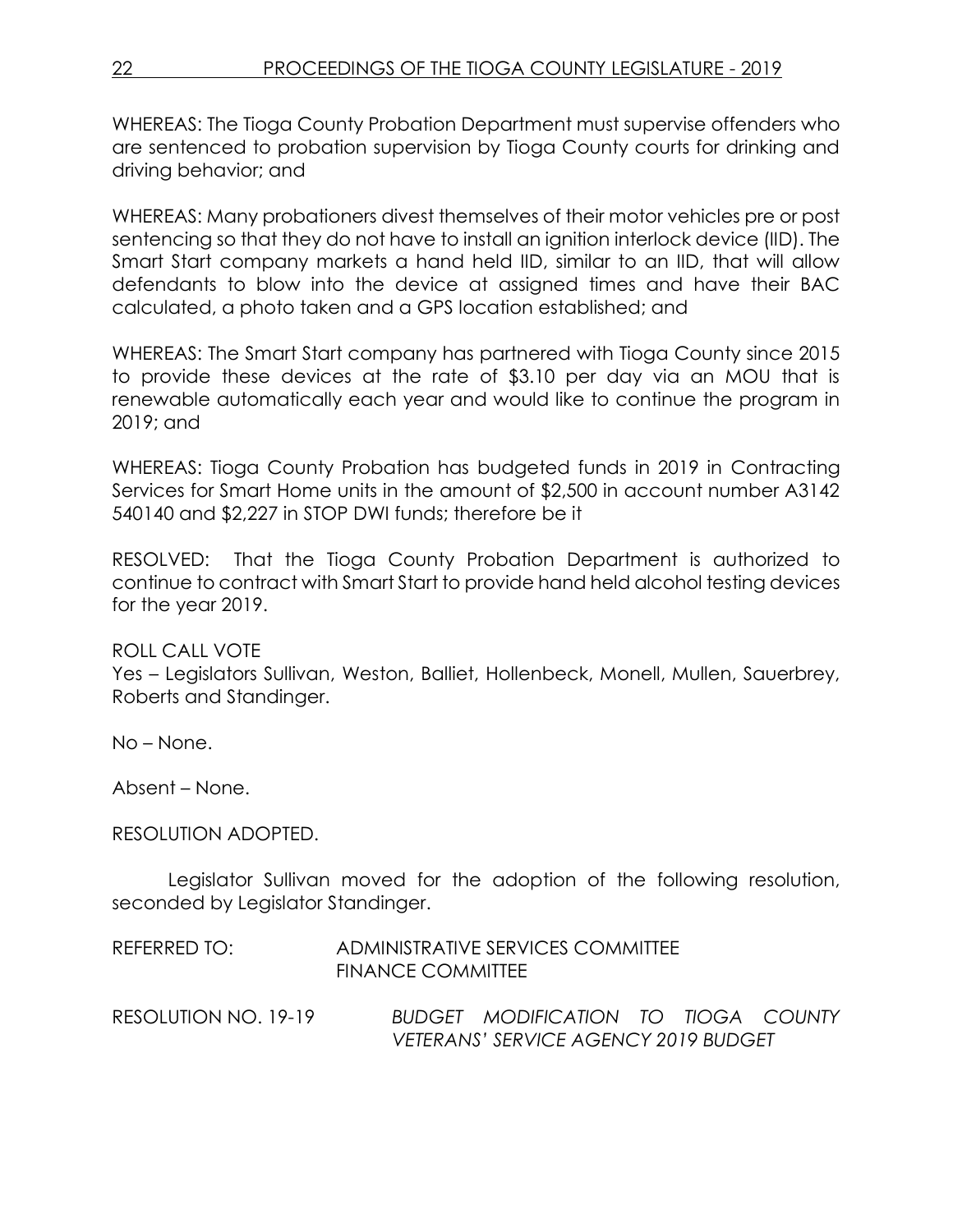WHEREAS: The Tioga County Probation Department must supervise offenders who are sentenced to probation supervision by Tioga County courts for drinking and driving behavior; and

WHEREAS: Many probationers divest themselves of their motor vehicles pre or post sentencing so that they do not have to install an ignition interlock device (IID). The Smart Start company markets a hand held IID, similar to an IID, that will allow defendants to blow into the device at assigned times and have their BAC calculated, a photo taken and a GPS location established; and

WHEREAS: The Smart Start company has partnered with Tioga County since 2015 to provide these devices at the rate of $3.10 per day via an MOU that is renewable automatically each year and would like to continue the program in 2019; and

WHEREAS: Tioga County Probation has budgeted funds in 2019 in Contracting Services for Smart Home units in the amount of $2,500 in account number A3142 540140 and $2,227 in STOP DWI funds; therefore be it

RESOLVED: That the Tioga County Probation Department is authorized to continue to contract with Smart Start to provide hand held alcohol testing devices for the year 2019.

ROLL CALL VOTE
Yes – Legislators Sullivan, Weston, Balliet, Hollenbeck, Monell, Mullen, Sauerbrey, Roberts and Standinger.

No – None.

Absent – None.

RESOLUTION ADOPTED.

Legislator Sullivan moved for the adoption of the following resolution, seconded by Legislator Standinger.

REFERRED TO: ADMINISTRATIVE SERVICES COMMITTEE
FINANCE COMMITTEE

RESOLUTION NO. 19-19 *BUDGET MODIFICATION TO TIOGA COUNTY VETERANS' SERVICE AGENCY 2019 BUDGET*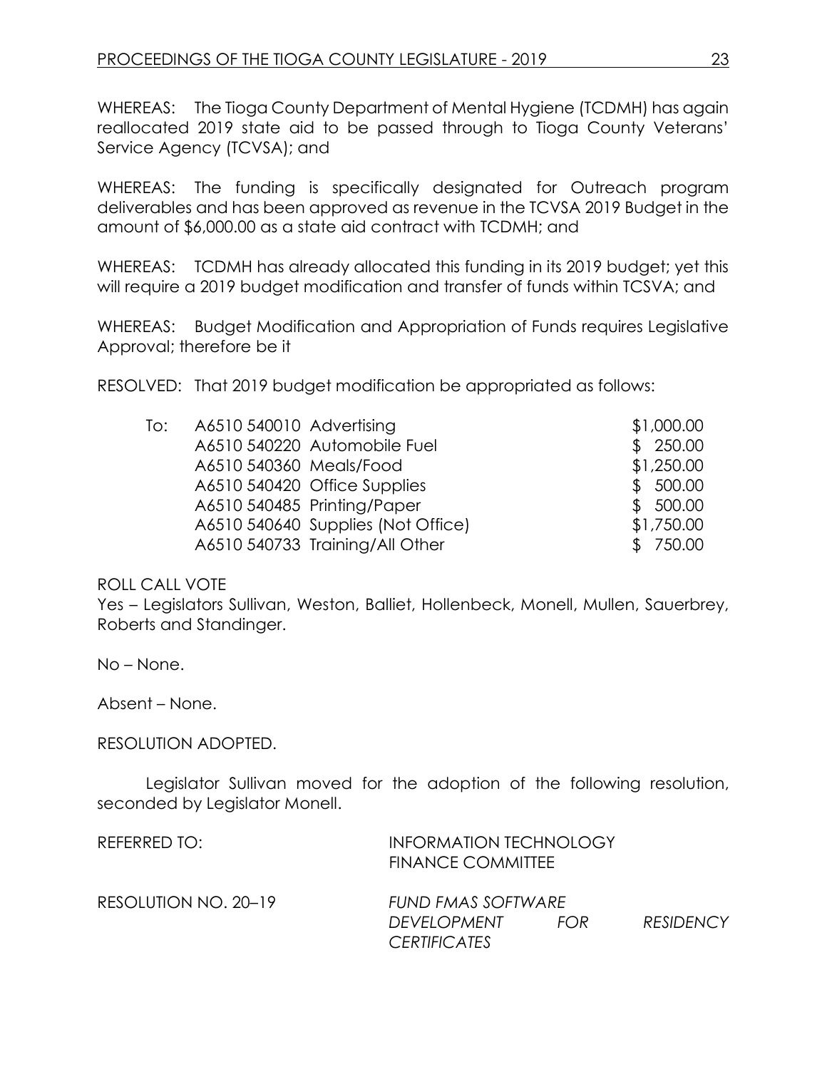WHEREAS: The Tioga County Department of Mental Hygiene (TCDMH) has again reallocated 2019 state aid to be passed through to Tioga County Veterans' Service Agency (TCVSA); and

WHEREAS: The funding is specifically designated for Outreach program deliverables and has been approved as revenue in the TCVSA 2019 Budget in the amount of $6,000.00 as a state aid contract with TCDMH; and

WHEREAS: TCDMH has already allocated this funding in its 2019 budget; yet this will require a 2019 budget modification and transfer of funds within TCSVA; and

WHEREAS: Budget Modification and Appropriation of Funds requires Legislative Approval; therefore be it

RESOLVED: That 2019 budget modification be appropriated as follows:

| | | | |
|---|---|---|---|
| To: | A6510 540010 | Advertising | $1,000.00 |
| | A6510 540220 | Automobile Fuel | $ 250.00 |
| | A6510 540360 | Meals/Food | $1,250.00 |
| | A6510 540420 | Office Supplies | $ 500.00 |
| | A6510 540485 | Printing/Paper | $ 500.00 |
| | A6510 540640 | Supplies (Not Office) | $1,750.00 |
| | A6510 540733 | Training/All Other | $ 750.00 |

ROLL CALL VOTE
Yes – Legislators Sullivan, Weston, Balliet, Hollenbeck, Monell, Mullen, Sauerbrey, Roberts and Standinger.

No – None.

Absent – None.

RESOLUTION ADOPTED.

Legislator Sullivan moved for the adoption of the following resolution, seconded by Legislator Monell.

REFERRED TO: INFORMATION TECHNOLOGY
FINANCE COMMITTEE

RESOLUTION NO. 20–19 *FUND FMAS SOFTWARE DEVELOPMENT FOR RESIDENCY CERTIFICATES*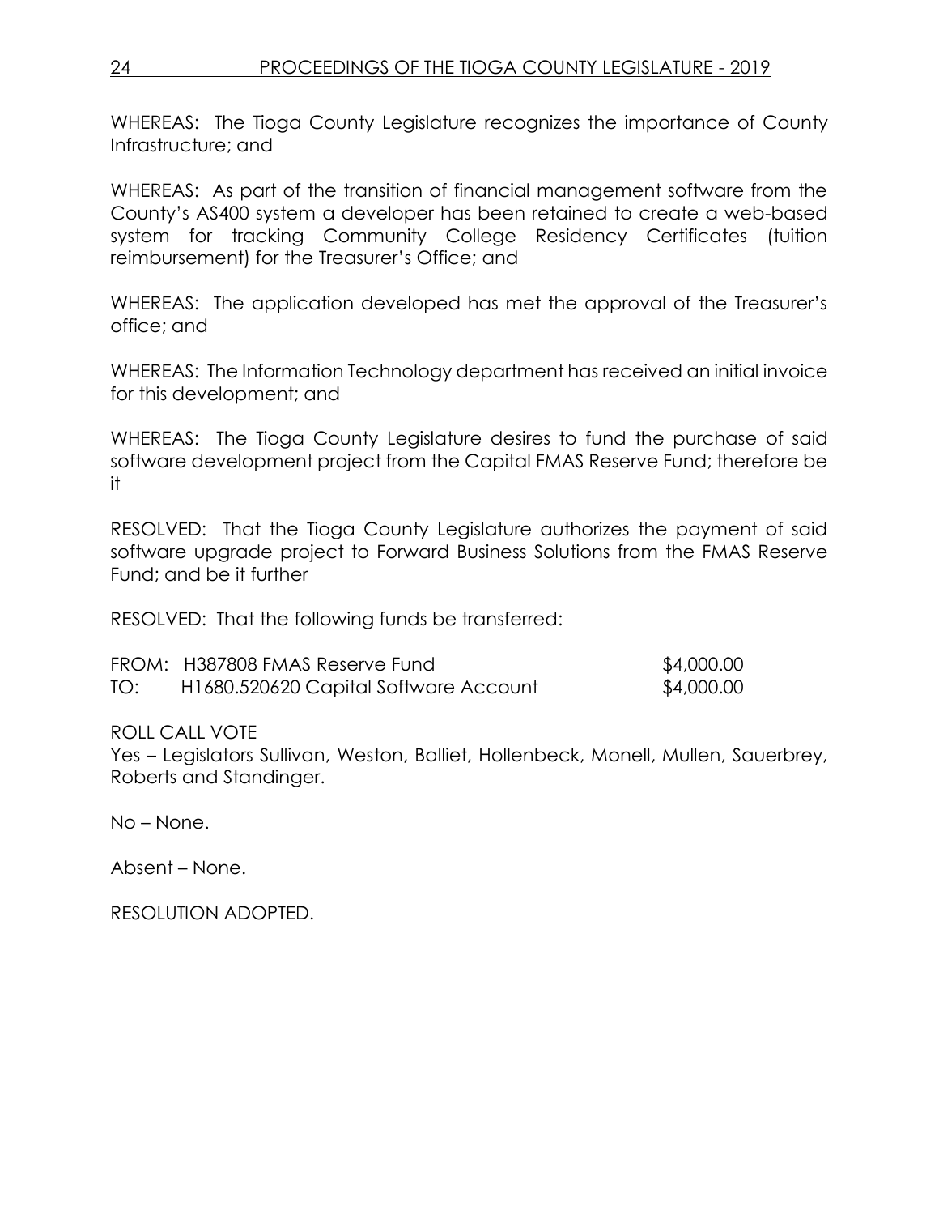WHEREAS: The Tioga County Legislature recognizes the importance of County Infrastructure; and

WHEREAS: As part of the transition of financial management software from the County's AS400 system a developer has been retained to create a web-based system for tracking Community College Residency Certificates (tuition reimbursement) for the Treasurer's Office; and

WHEREAS: The application developed has met the approval of the Treasurer's office; and

WHEREAS: The Information Technology department has received an initial invoice for this development; and

WHEREAS: The Tioga County Legislature desires to fund the purchase of said software development project from the Capital FMAS Reserve Fund; therefore be it

RESOLVED: That the Tioga County Legislature authorizes the payment of said software upgrade project to Forward Business Solutions from the FMAS Reserve Fund; and be it further

RESOLVED: That the following funds be transferred:

| | | |
|---|---|---|
| FROM: | H387808 FMAS Reserve Fund | $4,000.00 |
| TO: | H1680.520620 Capital Software Account | $4,000.00 |

ROLL CALL VOTE
Yes – Legislators Sullivan, Weston, Balliet, Hollenbeck, Monell, Mullen, Sauerbrey, Roberts and Standinger.

No – None.

Absent – None.

RESOLUTION ADOPTED.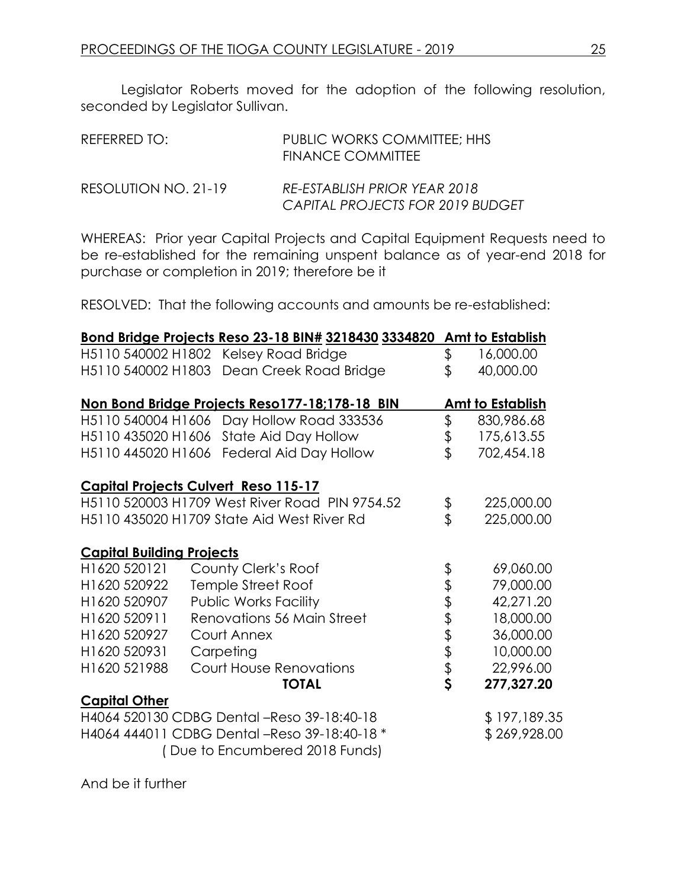Legislator Roberts moved for the adoption of the following resolution, seconded by Legislator Sullivan.

REFERRED TO: PUBLIC WORKS COMMITTEE; HHS FINANCE COMMITTEE

RESOLUTION NO. 21-19 *RE-ESTABLISH PRIOR YEAR 2018 CAPITAL PROJECTS FOR 2019 BUDGET*

WHEREAS: Prior year Capital Projects and Capital Equipment Requests need to be re-established for the remaining unspent balance as of year-end 2018 for purchase or completion in 2019; therefore be it

RESOLVED: That the following accounts and amounts be re-established:

| **Bond Bridge Projects Reso 23-18 BIN# 3218430 3334820** | **Amt to Establish** |
|---|---|
| H5110 540002 H1802 Kelsey Road Bridge | $ 16,000.00 |
| H5110 540002 H1803 Dean Creek Road Bridge | $ 40,000.00 |

| **Non Bond Bridge Projects Reso177-18;178-18 BIN** | **Amt to Establish** |
|---|---|
| H5110 540004 H1606 Day Hollow Road 333536 | $ 830,986.68 |
| H5110 435020 H1606 State Aid Day Hollow | $ 175,613.55 |
| H5110 445020 H1606 Federal Aid Day Hollow | $ 702,454.18 |

| **Capital Projects Culvert Reso 115-17** | |
|---|---|
| H5110 520003 H1709 West River Road PIN 9754.52 | $ 225,000.00 |
| H5110 435020 H1709 State Aid West River Rd | $ 225,000.00 |

| **Capital Building Projects** | | |
|---|---|---|
| H1620 520121 | County Clerk's Roof | $ 69,060.00 |
| H1620 520922 | Temple Street Roof | $ 79,000.00 |
| H1620 520907 | Public Works Facility | $ 42,271.20 |
| H1620 520911 | Renovations 56 Main Street | $ 18,000.00 |
| H1620 520927 | Court Annex | $ 36,000.00 |
| H1620 520931 | Carpeting | $ 10,000.00 |
| H1620 521988 | Court House Renovations | $ 22,996.00 |
| | **TOTAL** | **$ 277,327.20** |

| **Capital Other** | |
|---|---|
| H4064 520130 CDBG Dental –Reso 39-18:40-18 | $ 197,189.35 |
| H4064 444011 CDBG Dental –Reso 39-18:40-18 * | $ 269,928.00 |
| ( Due to Encumbered 2018 Funds) | |

And be it further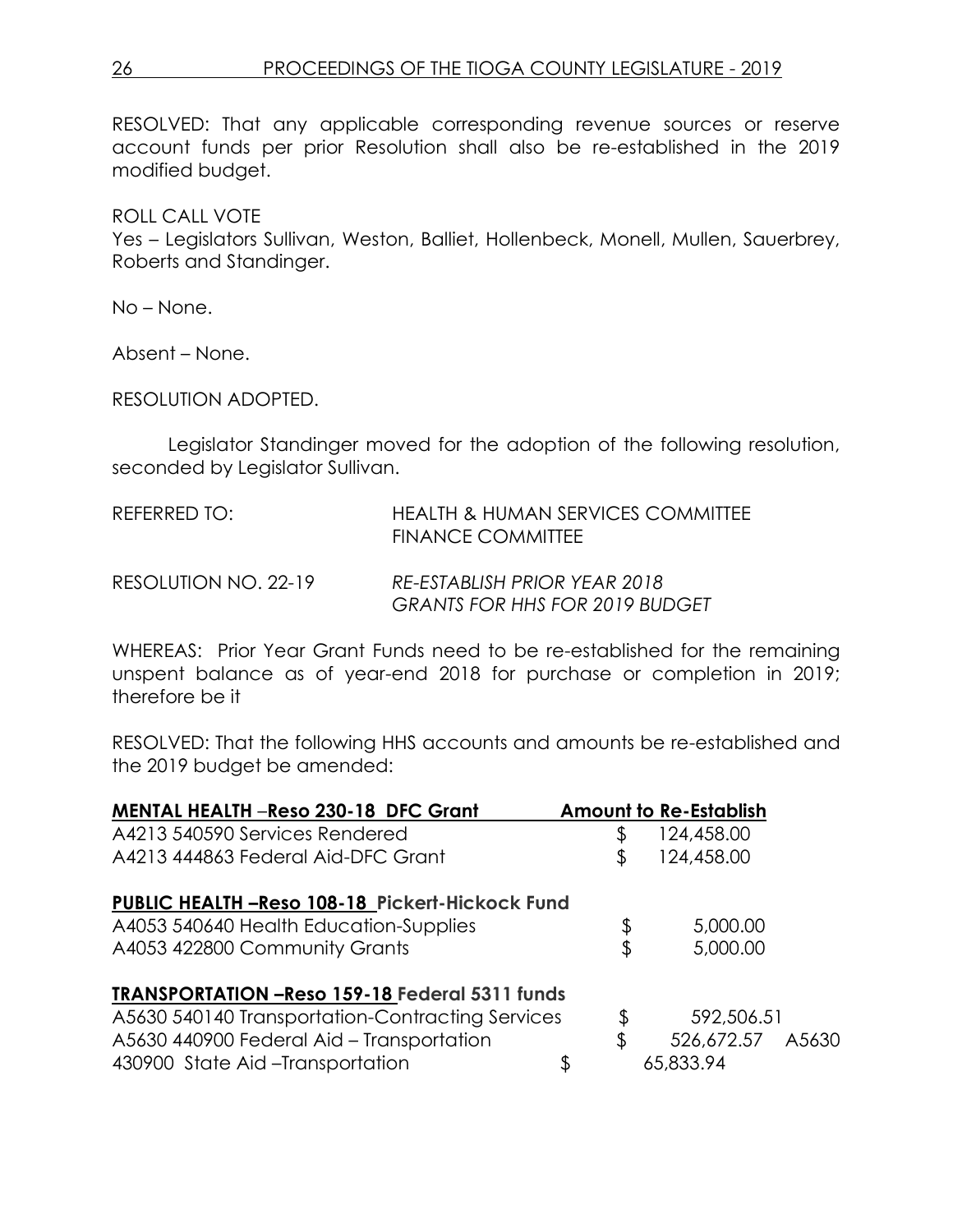RESOLVED: That any applicable corresponding revenue sources or reserve account funds per prior Resolution shall also be re-established in the 2019 modified budget.

ROLL CALL VOTE
Yes – Legislators Sullivan, Weston, Balliet, Hollenbeck, Monell, Mullen, Sauerbrey, Roberts and Standinger.

No – None.

Absent – None.

RESOLUTION ADOPTED.

Legislator Standinger moved for the adoption of the following resolution, seconded by Legislator Sullivan.

REFERRED TO: HEALTH & HUMAN SERVICES COMMITTEE
FINANCE COMMITTEE

RESOLUTION NO. 22-19 *RE-ESTABLISH PRIOR YEAR 2018 GRANTS FOR HHS FOR 2019 BUDGET*

WHEREAS: Prior Year Grant Funds need to be re-established for the remaining unspent balance as of year-end 2018 for purchase or completion in 2019; therefore be it

RESOLVED: That the following HHS accounts and amounts be re-established and the 2019 budget be amended:

| **MENTAL HEALTH –Reso 230-18 DFC Grant** | **Amount to Re-Establish** |
|---|---|
| A4213 540590 Services Rendered | $ 124,458.00 |
| A4213 444863 Federal Aid-DFC Grant | $ 124,458.00 |
| | |
| **PUBLIC HEALTH –Reso 108-18 Pickert-Hickock Fund** | |
| A4053 540640 Health Education-Supplies | $ 5,000.00 |
| A4053 422800 Community Grants | $ 5,000.00 |
| | |
| **TRANSPORTATION –Reso 159-18 Federal 5311 funds** | |
| A5630 540140 Transportation-Contracting Services | $ 592,506.51 |
| A5630 440900 Federal Aid – Transportation | $ 526,672.57 |
| A5630 430900 State Aid –Transportation | $ 65,833.94 |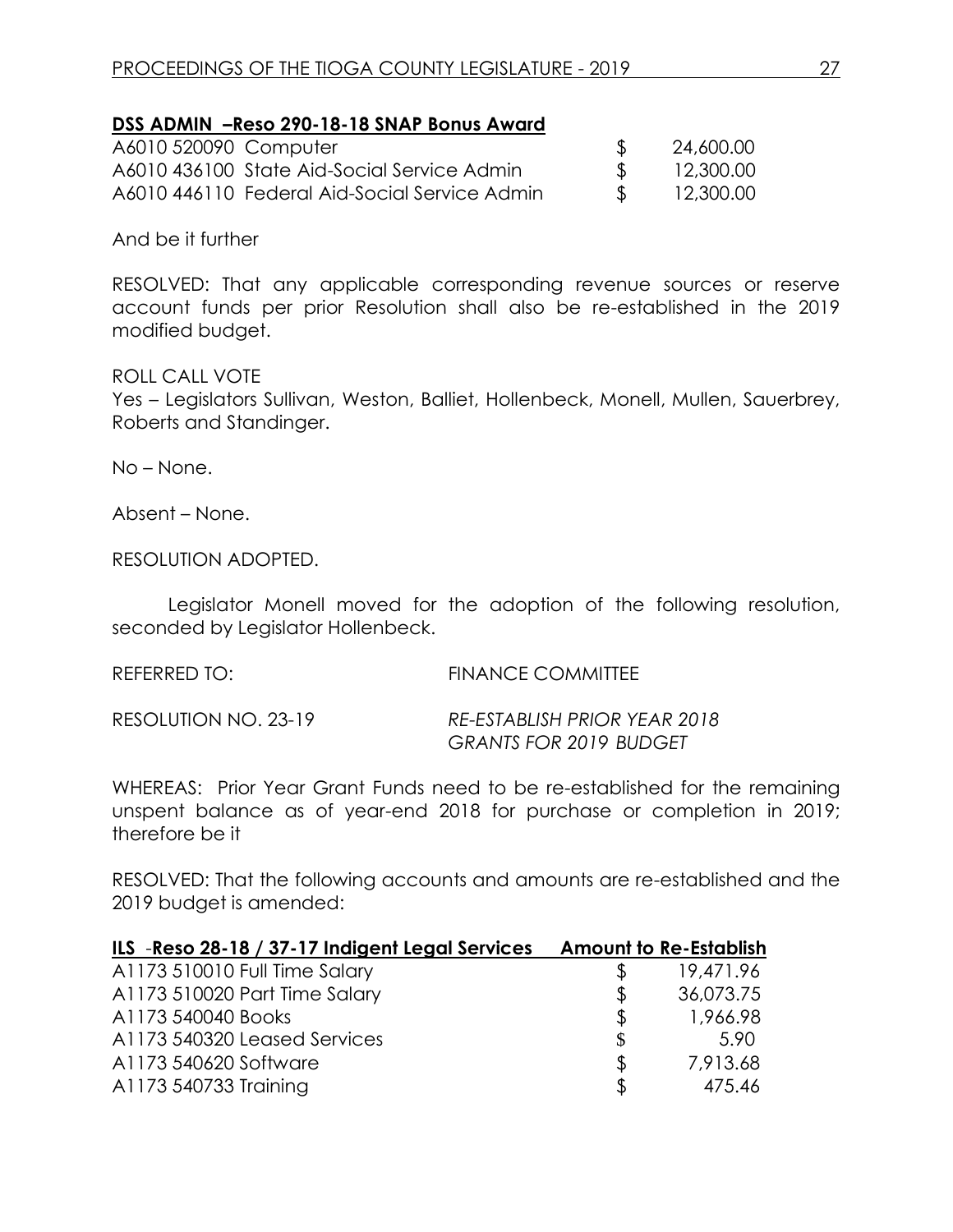**DSS ADMIN –Reso 290-18-18 SNAP Bonus Award**

| | | |
|---|---|---|
| A6010 520090 Computer | $ | 24,600.00 |
| A6010 436100 State Aid-Social Service Admin | $ | 12,300.00 |
| A6010 446110 Federal Aid-Social Service Admin | $ | 12,300.00 |

And be it further

RESOLVED: That any applicable corresponding revenue sources or reserve account funds per prior Resolution shall also be re-established in the 2019 modified budget.

ROLL CALL VOTE
Yes – Legislators Sullivan, Weston, Balliet, Hollenbeck, Monell, Mullen, Sauerbrey, Roberts and Standinger.

No – None.

Absent – None.

RESOLUTION ADOPTED.

Legislator Monell moved for the adoption of the following resolution, seconded by Legislator Hollenbeck.

REFERRED TO: FINANCE COMMITTEE

RESOLUTION NO. 23-19 *RE-ESTABLISH PRIOR YEAR 2018 GRANTS FOR 2019 BUDGET*

WHEREAS: Prior Year Grant Funds need to be re-established for the remaining unspent balance as of year-end 2018 for purchase or completion in 2019; therefore be it

RESOLVED: That the following accounts and amounts are re-established and the 2019 budget is amended:

| **ILS -Reso 28-18 / 37-17 Indigent Legal Services** | | **Amount to Re-Establish** |
|---|---|---|
| A1173 510010 Full Time Salary | $ | 19,471.96 |
| A1173 510020 Part Time Salary | $ | 36,073.75 |
| A1173 540040 Books | $ | 1,966.98 |
| A1173 540320 Leased Services | $ | 5.90 |
| A1173 540620 Software | $ | 7,913.68 |
| A1173 540733 Training | $ | 475.46 |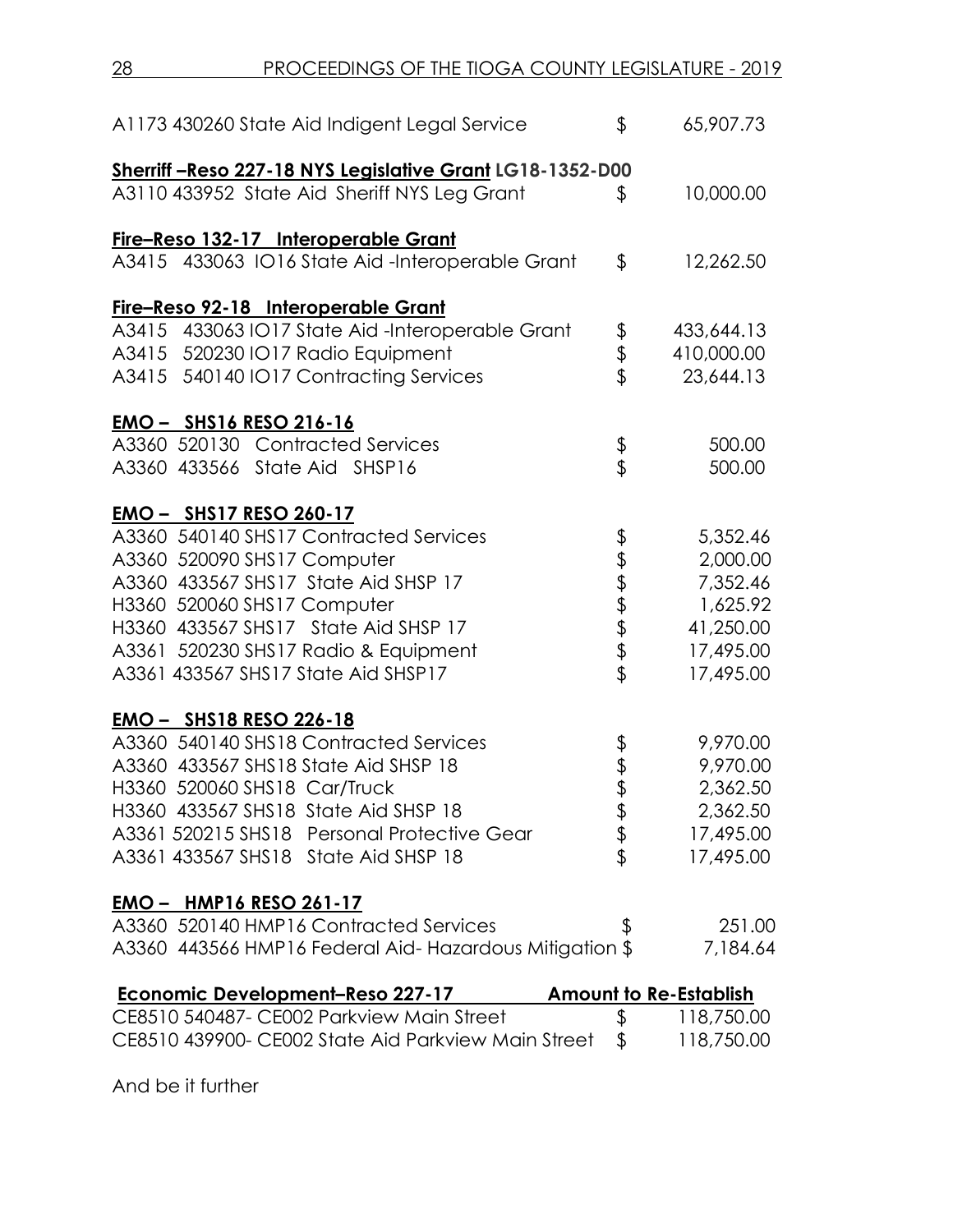A1173 430260 State Aid Indigent Legal Service $ 65,907.73

**Sherriff –Reso 227-18 NYS Legislative Grant LG18-1352-D00**

A3110 433952 State Aid Sheriff NYS Leg Grant $ 10,000.00

**Fire–Reso 132-17 Interoperable Grant**

A3415 433063 IO16 State Aid -Interoperable Grant $ 12,262.50

**Fire–Reso 92-18 Interoperable Grant**

| | | |
|---|---|---|
| A3415 433063 IO17 State Aid -Interoperable Grant | $ | 433,644.13 |
| A3415 520230 IO17 Radio Equipment | $ | 410,000.00 |
| A3415 540140 IO17 Contracting Services | $ | 23,644.13 |

**EMO – SHS16 RESO 216-16**

| | | |
|---|---|---|
| A3360 520130 Contracted Services | $ | 500.00 |
| A3360 433566 State Aid SHSP16 | $ | 500.00 |

**EMO – SHS17 RESO 260-17**

| | | |
|---|---|---|
| A3360 540140 SHS17 Contracted Services | $ | 5,352.46 |
| A3360 520090 SHS17 Computer | $ | 2,000.00 |
| A3360 433567 SHS17 State Aid SHSP 17 | $ | 7,352.46 |
| H3360 520060 SHS17 Computer | $ | 1,625.92 |
| H3360 433567 SHS17 State Aid SHSP 17 | $ | 41,250.00 |
| A3361 520230 SHS17 Radio & Equipment | $ | 17,495.00 |
| A3361 433567 SHS17 State Aid SHSP17 | $ | 17,495.00 |

**EMO – SHS18 RESO 226-18**

| | | |
|---|---|---|
| A3360 540140 SHS18 Contracted Services | $ | 9,970.00 |
| A3360 433567 SHS18 State Aid SHSP 18 | $ | 9,970.00 |
| H3360 520060 SHS18 Car/Truck | $ | 2,362.50 |
| H3360 433567 SHS18 State Aid SHSP 18 | $ | 2,362.50 |
| A3361 520215 SHS18 Personal Protective Gear | $ | 17,495.00 |
| A3361 433567 SHS18 State Aid SHSP 18 | $ | 17,495.00 |

**EMO – HMP16 RESO 261-17**

| | | |
|---|---|---|
| A3360 520140 HMP16 Contracted Services | $ | 251.00 |
| A3360 443566 HMP16 Federal Aid- Hazardous Mitigation | $ | 7,184.64 |

| **Economic Development–Reso 227-17** | **Amount to Re-Establish** | |
|---|---|---|
| CE8510 540487- CE002 Parkview Main Street | $ | 118,750.00 |
| CE8510 439900- CE002 State Aid Parkview Main Street | $ | 118,750.00 |

And be it further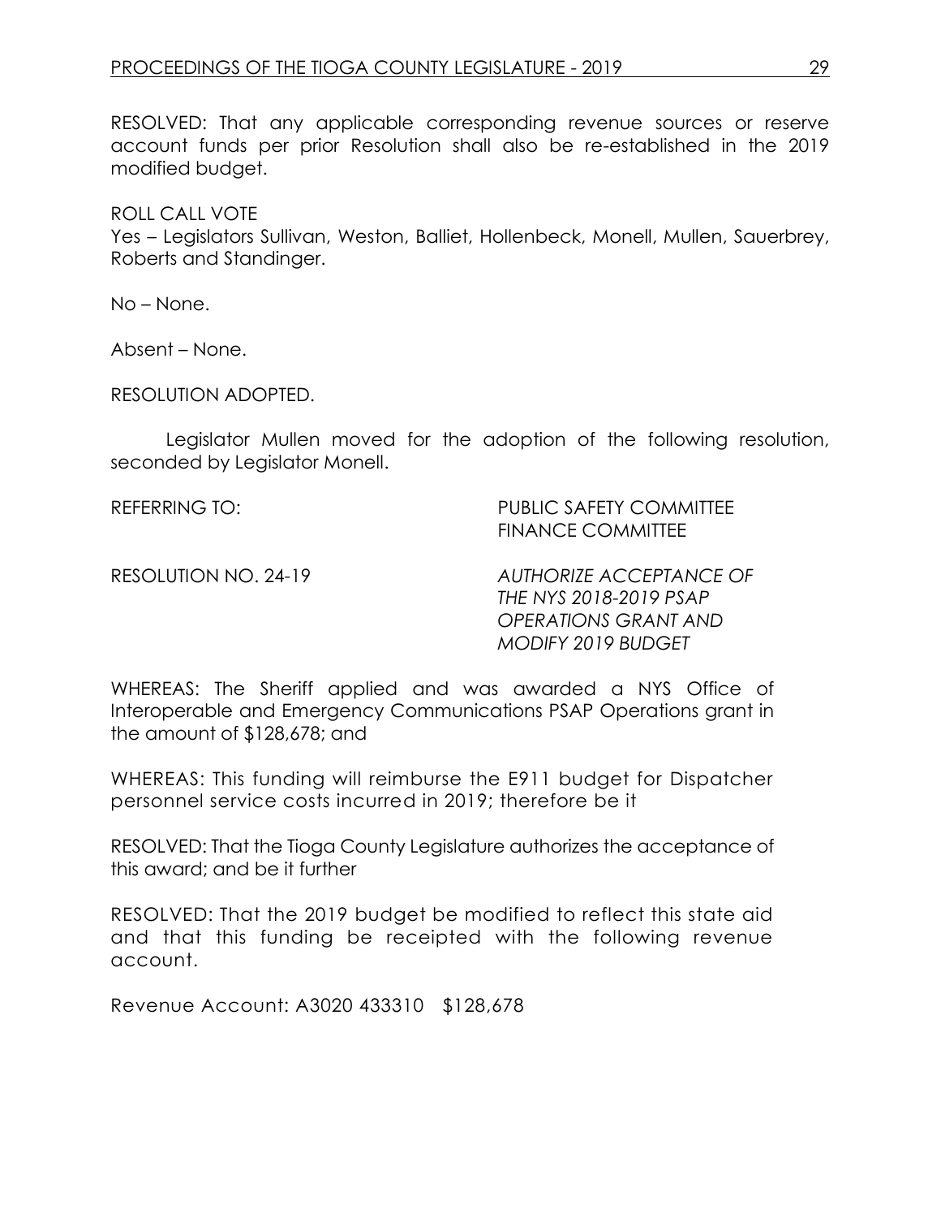RESOLVED: That any applicable corresponding revenue sources or reserve account funds per prior Resolution shall also be re-established in the 2019 modified budget.

ROLL CALL VOTE
Yes – Legislators Sullivan, Weston, Balliet, Hollenbeck, Monell, Mullen, Sauerbrey, Roberts and Standinger.

No – None.

Absent – None.

RESOLUTION ADOPTED.

Legislator Mullen moved for the adoption of the following resolution, seconded by Legislator Monell.

REFERRING TO: PUBLIC SAFETY COMMITTEE
FINANCE COMMITTEE

RESOLUTION NO. 24-19 *AUTHORIZE ACCEPTANCE OF THE NYS 2018-2019 PSAP OPERATIONS GRANT AND MODIFY 2019 BUDGET*

WHEREAS: The Sheriff applied and was awarded a NYS Office of Interoperable and Emergency Communications PSAP Operations grant in the amount of $128,678; and

WHEREAS: This funding will reimburse the E911 budget for Dispatcher personnel service costs incurred in 2019; therefore be it

RESOLVED: That the Tioga County Legislature authorizes the acceptance of this award; and be it further

RESOLVED: That the 2019 budget be modified to reflect this state aid and that this funding be receipted with the following revenue account.

Revenue Account: A3020 433310 $128,678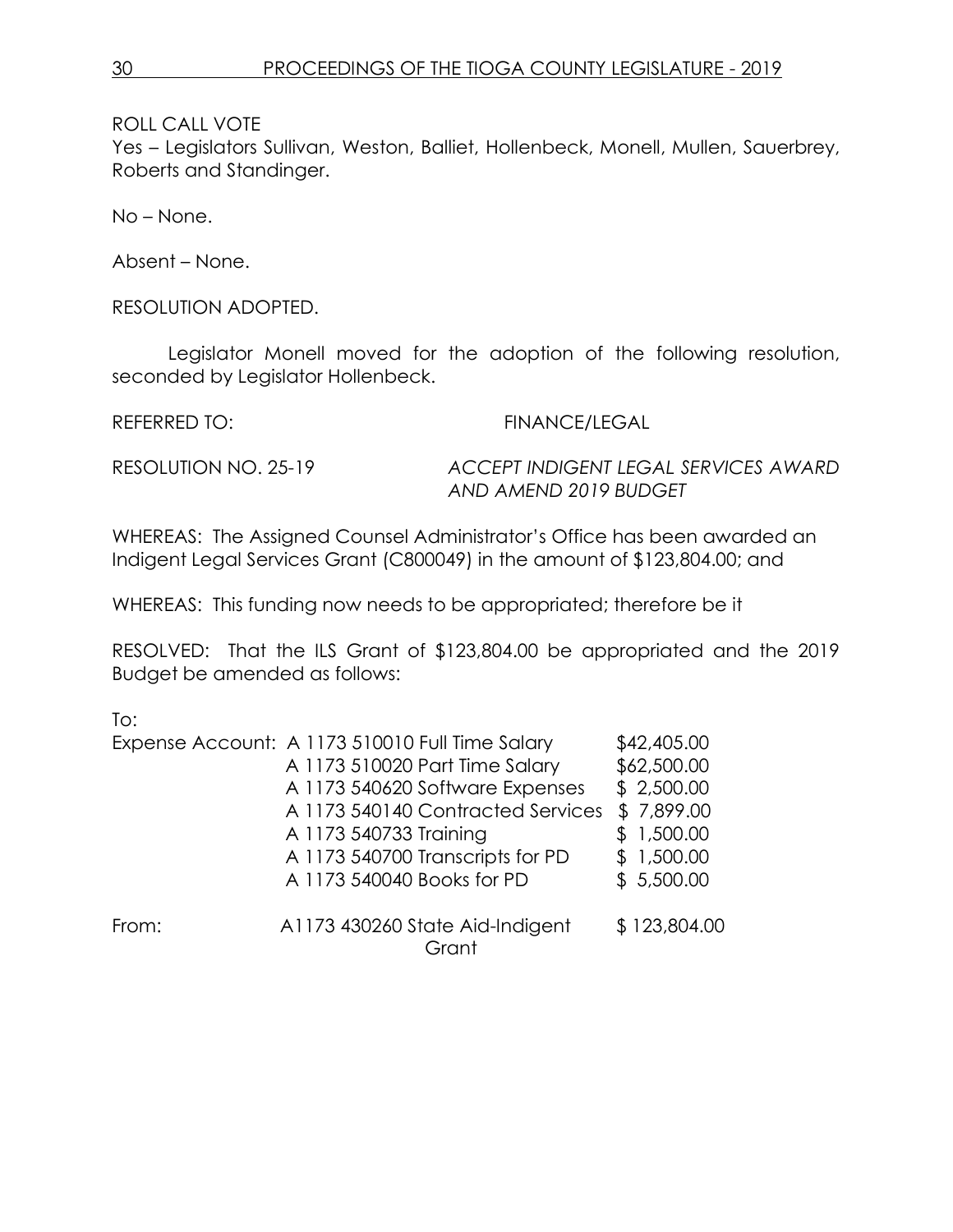ROLL CALL VOTE
Yes – Legislators Sullivan, Weston, Balliet, Hollenbeck, Monell, Mullen, Sauerbrey, Roberts and Standinger.

No – None.

Absent – None.

RESOLUTION ADOPTED.

Legislator Monell moved for the adoption of the following resolution, seconded by Legislator Hollenbeck.

REFERRED TO: FINANCE/LEGAL

RESOLUTION NO. 25-19 *ACCEPT INDIGENT LEGAL SERVICES AWARD AND AMEND 2019 BUDGET*

WHEREAS: The Assigned Counsel Administrator's Office has been awarded an Indigent Legal Services Grant (C800049) in the amount of $123,804.00; and

WHEREAS: This funding now needs to be appropriated; therefore be it

RESOLVED: That the ILS Grant of $123,804.00 be appropriated and the 2019 Budget be amended as follows:

To:

| | | |
|---|---|---|
| Expense Account: | A 1173 510010 Full Time Salary | $42,405.00 |
| | A 1173 510020 Part Time Salary | $62,500.00 |
| | A 1173 540620 Software Expenses | $ 2,500.00 |
| | A 1173 540140 Contracted Services | $ 7,899.00 |
| | A 1173 540733 Training | $ 1,500.00 |
| | A 1173 540700 Transcripts for PD | $ 1,500.00 |
| | A 1173 540040 Books for PD | $ 5,500.00 |
| From: | A1173 430260 State Aid-Indigent Grant | $ 123,804.00 |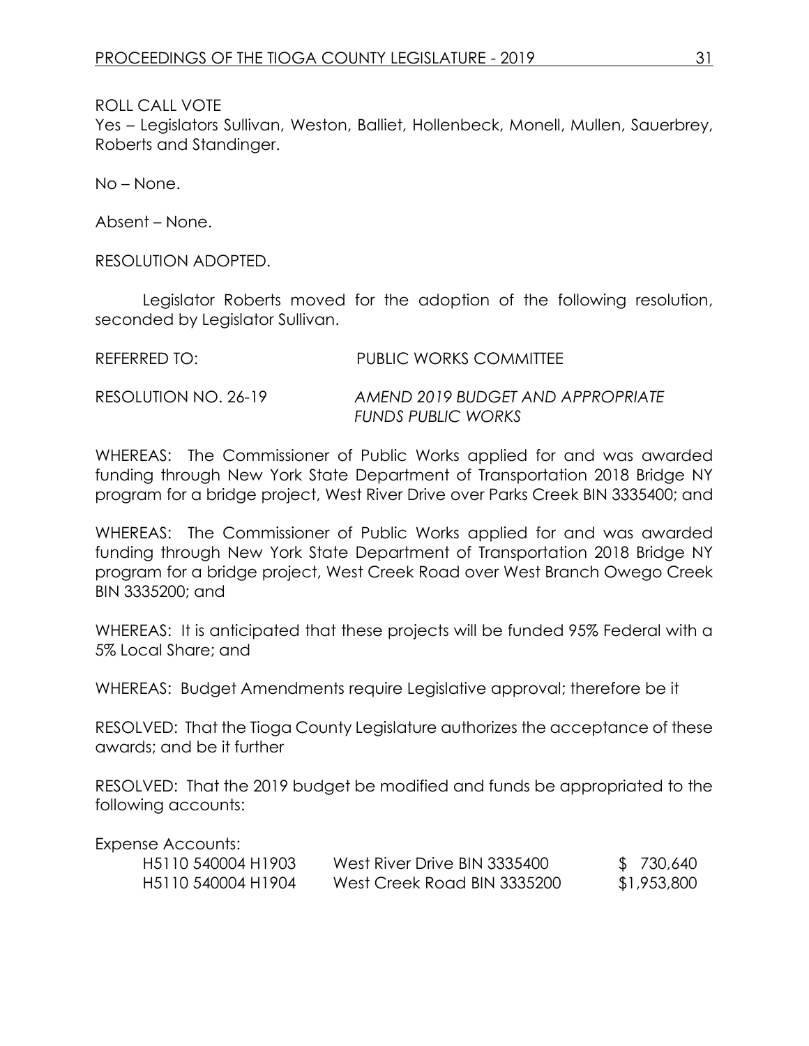ROLL CALL VOTE

Yes – Legislators Sullivan, Weston, Balliet, Hollenbeck, Monell, Mullen, Sauerbrey, Roberts and Standinger.

No – None.

Absent – None.

RESOLUTION ADOPTED.

Legislator Roberts moved for the adoption of the following resolution, seconded by Legislator Sullivan.

REFERRED TO: PUBLIC WORKS COMMITTEE

RESOLUTION NO. 26-19 *AMEND 2019 BUDGET AND APPROPRIATE FUNDS PUBLIC WORKS*

WHEREAS: The Commissioner of Public Works applied for and was awarded funding through New York State Department of Transportation 2018 Bridge NY program for a bridge project, West River Drive over Parks Creek BIN 3335400; and

WHEREAS: The Commissioner of Public Works applied for and was awarded funding through New York State Department of Transportation 2018 Bridge NY program for a bridge project, West Creek Road over West Branch Owego Creek BIN 3335200; and

WHEREAS: It is anticipated that these projects will be funded 95% Federal with a 5% Local Share; and

WHEREAS: Budget Amendments require Legislative approval; therefore be it

RESOLVED: That the Tioga County Legislature authorizes the acceptance of these awards; and be it further

RESOLVED: That the 2019 budget be modified and funds be appropriated to the following accounts:

Expense Accounts:

| | | |
|---|---|---|
| H5110 540004 H1903 | West River Drive BIN 3335400 | $ 730,640 |
| H5110 540004 H1904 | West Creek Road BIN 3335200 | $1,953,800 |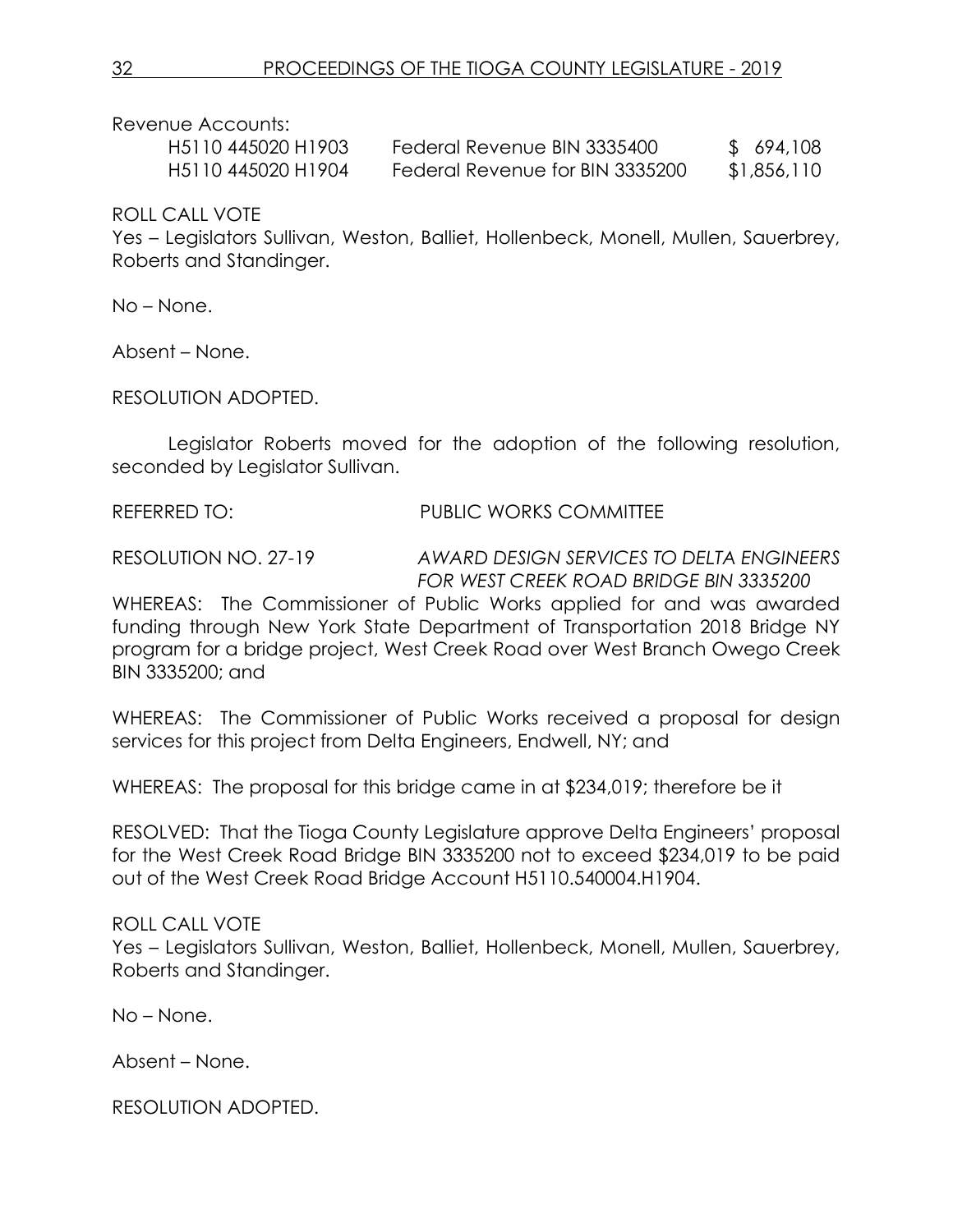Revenue Accounts:

| | | |
|---|---|---|
| H5110 445020 H1903 | Federal Revenue BIN 3335400 | $ 694,108 |
| H5110 445020 H1904 | Federal Revenue for BIN 3335200 | $1,856,110 |

ROLL CALL VOTE
Yes – Legislators Sullivan, Weston, Balliet, Hollenbeck, Monell, Mullen, Sauerbrey, Roberts and Standinger.

No – None.

Absent – None.

RESOLUTION ADOPTED.

Legislator Roberts moved for the adoption of the following resolution, seconded by Legislator Sullivan.

REFERRED TO: PUBLIC WORKS COMMITTEE

RESOLUTION NO. 27-19 *AWARD DESIGN SERVICES TO DELTA ENGINEERS FOR WEST CREEK ROAD BRIDGE BIN 3335200*

WHEREAS: The Commissioner of Public Works applied for and was awarded funding through New York State Department of Transportation 2018 Bridge NY program for a bridge project, West Creek Road over West Branch Owego Creek BIN 3335200; and

WHEREAS: The Commissioner of Public Works received a proposal for design services for this project from Delta Engineers, Endwell, NY; and

WHEREAS: The proposal for this bridge came in at $234,019; therefore be it

RESOLVED: That the Tioga County Legislature approve Delta Engineers' proposal for the West Creek Road Bridge BIN 3335200 not to exceed $234,019 to be paid out of the West Creek Road Bridge Account H5110.540004.H1904.

ROLL CALL VOTE
Yes – Legislators Sullivan, Weston, Balliet, Hollenbeck, Monell, Mullen, Sauerbrey, Roberts and Standinger.

No – None.

Absent – None.

RESOLUTION ADOPTED.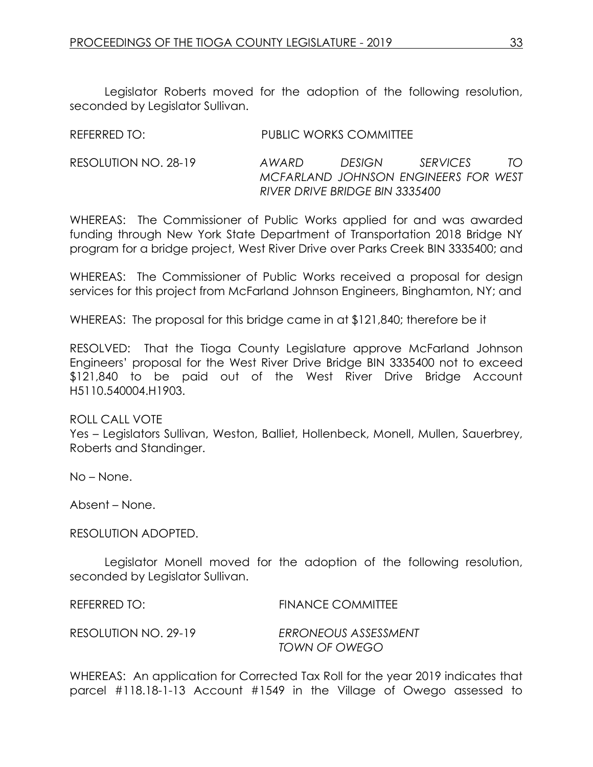Legislator Roberts moved for the adoption of the following resolution, seconded by Legislator Sullivan.

REFERRED TO: PUBLIC WORKS COMMITTEE

RESOLUTION NO. 28-19 *AWARD DESIGN SERVICES TO MCFARLAND JOHNSON ENGINEERS FOR WEST RIVER DRIVE BRIDGE BIN 3335400*

WHEREAS: The Commissioner of Public Works applied for and was awarded funding through New York State Department of Transportation 2018 Bridge NY program for a bridge project, West River Drive over Parks Creek BIN 3335400; and

WHEREAS: The Commissioner of Public Works received a proposal for design services for this project from McFarland Johnson Engineers, Binghamton, NY; and

WHEREAS: The proposal for this bridge came in at $121,840; therefore be it

RESOLVED: That the Tioga County Legislature approve McFarland Johnson Engineers' proposal for the West River Drive Bridge BIN 3335400 not to exceed $121,840 to be paid out of the West River Drive Bridge Account H5110.540004.H1903.

ROLL CALL VOTE
Yes – Legislators Sullivan, Weston, Balliet, Hollenbeck, Monell, Mullen, Sauerbrey, Roberts and Standinger.

No – None.

Absent – None.

RESOLUTION ADOPTED.

Legislator Monell moved for the adoption of the following resolution, seconded by Legislator Sullivan.

REFERRED TO: FINANCE COMMITTEE

RESOLUTION NO. 29-19 *ERRONEOUS ASSESSMENT TOWN OF OWEGO*

WHEREAS: An application for Corrected Tax Roll for the year 2019 indicates that parcel #118.18-1-13 Account #1549 in the Village of Owego assessed to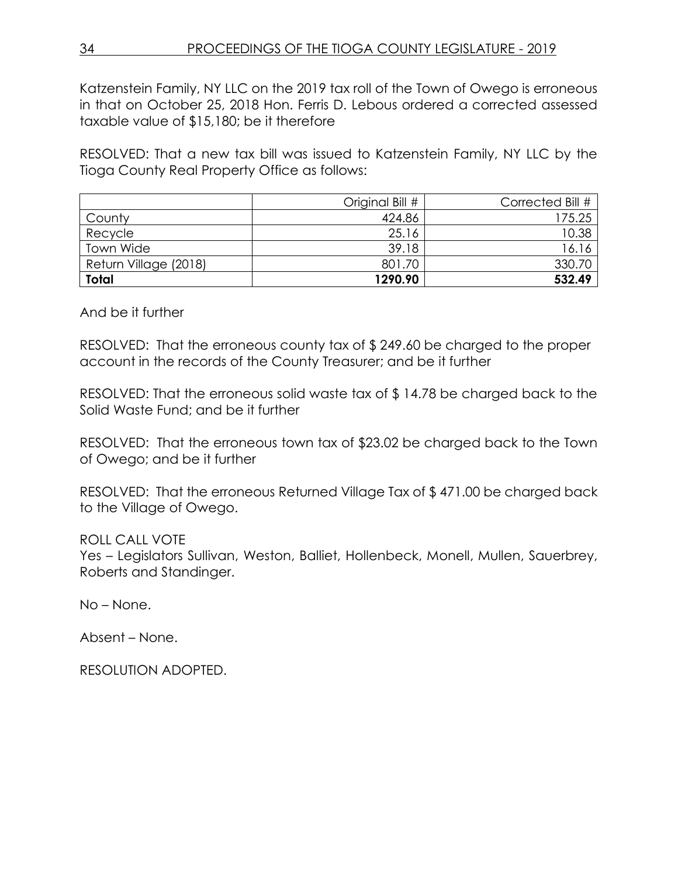Katzenstein Family, NY LLC on the 2019 tax roll of the Town of Owego is erroneous in that on October 25, 2018 Hon. Ferris D. Lebous ordered a corrected assessed taxable value of $15,180; be it therefore

RESOLVED: That a new tax bill was issued to Katzenstein Family, NY LLC by the Tioga County Real Property Office as follows:

| | Original Bill # | Corrected Bill # |
|---|---:|---:|
| County | 424.86 | 175.25 |
| Recycle | 25.16 | 10.38 |
| Town Wide | 39.18 | 16.16 |
| Return Village (2018) | 801.70 | 330.70 |
| **Total** | **1290.90** | **532.49** |

And be it further

RESOLVED: That the erroneous county tax of $ 249.60 be charged to the proper account in the records of the County Treasurer; and be it further

RESOLVED: That the erroneous solid waste tax of $ 14.78 be charged back to the Solid Waste Fund; and be it further

RESOLVED: That the erroneous town tax of $23.02 be charged back to the Town of Owego; and be it further

RESOLVED: That the erroneous Returned Village Tax of $ 471.00 be charged back to the Village of Owego.

ROLL CALL VOTE
Yes – Legislators Sullivan, Weston, Balliet, Hollenbeck, Monell, Mullen, Sauerbrey, Roberts and Standinger.

No – None.

Absent – None.

RESOLUTION ADOPTED.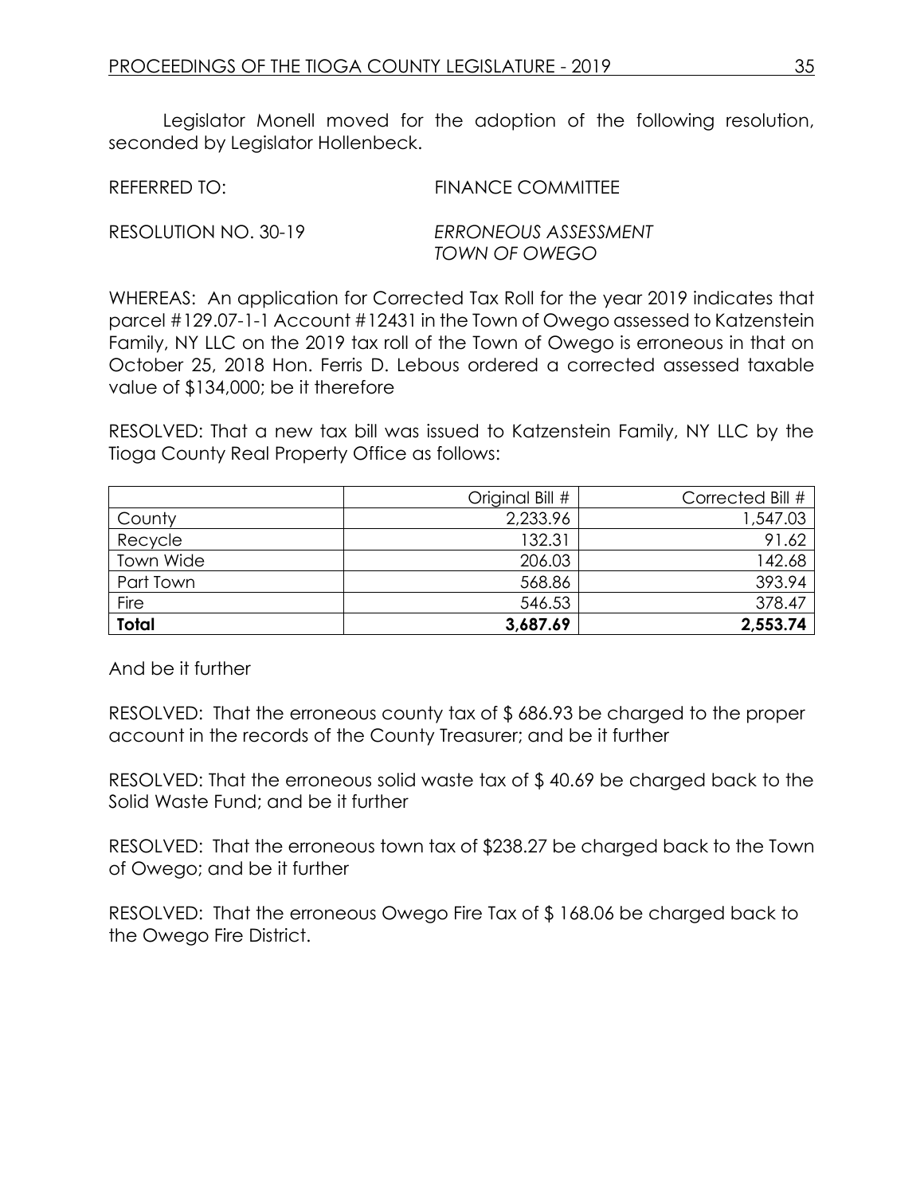Legislator Monell moved for the adoption of the following resolution, seconded by Legislator Hollenbeck.

REFERRED TO: FINANCE COMMITTEE

RESOLUTION NO. 30-19 *ERRONEOUS ASSESSMENT TOWN OF OWEGO*

WHEREAS: An application for Corrected Tax Roll for the year 2019 indicates that parcel #129.07-1-1 Account #12431 in the Town of Owego assessed to Katzenstein Family, NY LLC on the 2019 tax roll of the Town of Owego is erroneous in that on October 25, 2018 Hon. Ferris D. Lebous ordered a corrected assessed taxable value of $134,000; be it therefore

RESOLVED: That a new tax bill was issued to Katzenstein Family, NY LLC by the Tioga County Real Property Office as follows:

| | Original Bill # | Corrected Bill # |
|---|---:|---:|
| County | 2,233.96 | 1,547.03 |
| Recycle | 132.31 | 91.62 |
| Town Wide | 206.03 | 142.68 |
| Part Town | 568.86 | 393.94 |
| Fire | 546.53 | 378.47 |
| **Total** | **3,687.69** | **2,553.74** |

And be it further

RESOLVED: That the erroneous county tax of $ 686.93 be charged to the proper account in the records of the County Treasurer; and be it further

RESOLVED: That the erroneous solid waste tax of $ 40.69 be charged back to the Solid Waste Fund; and be it further

RESOLVED: That the erroneous town tax of $238.27 be charged back to the Town of Owego; and be it further

RESOLVED: That the erroneous Owego Fire Tax of $ 168.06 be charged back to the Owego Fire District.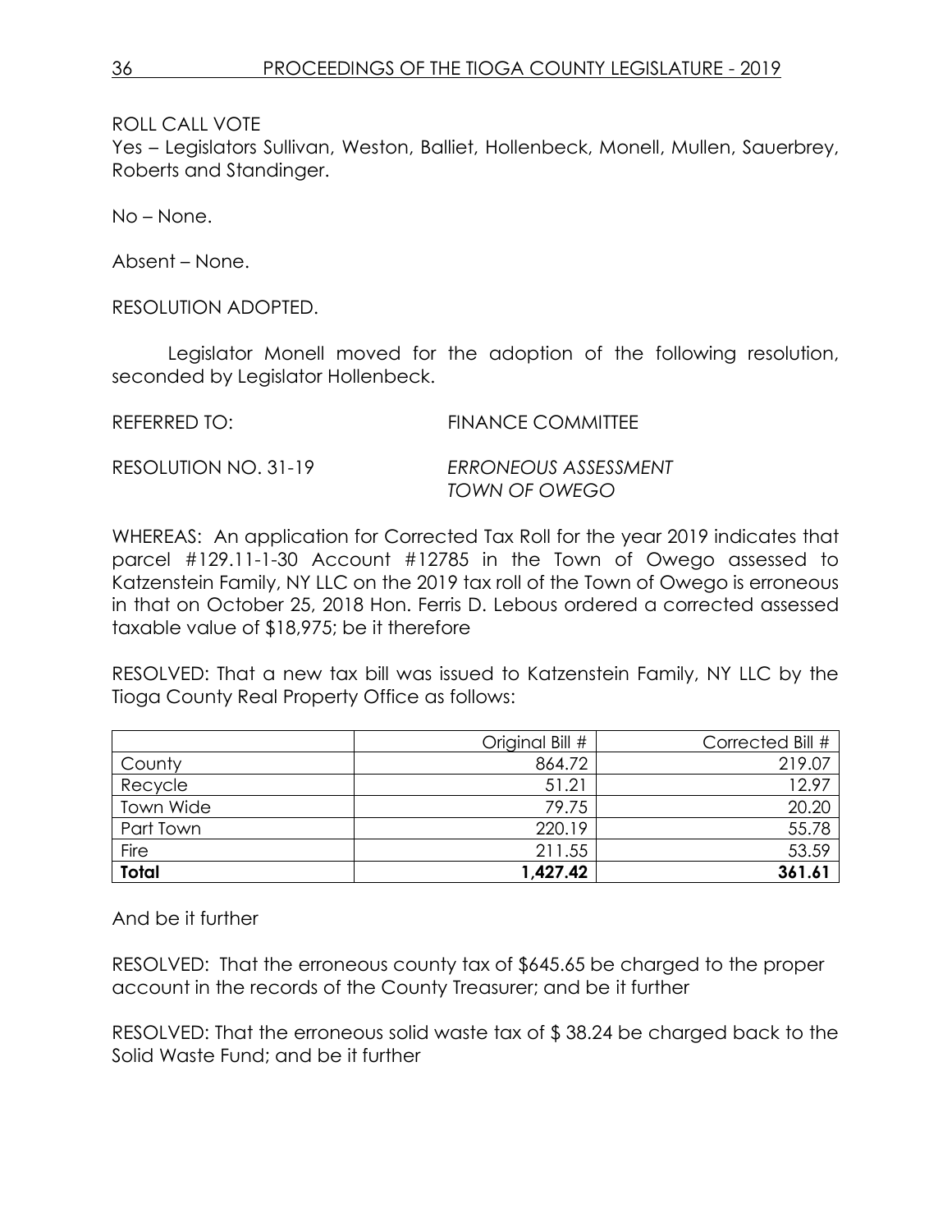ROLL CALL VOTE
Yes – Legislators Sullivan, Weston, Balliet, Hollenbeck, Monell, Mullen, Sauerbrey, Roberts and Standinger.

No – None.

Absent – None.

RESOLUTION ADOPTED.

Legislator Monell moved for the adoption of the following resolution, seconded by Legislator Hollenbeck.

REFERRED TO: FINANCE COMMITTEE

RESOLUTION NO. 31-19 *ERRONEOUS ASSESSMENT TOWN OF OWEGO*

WHEREAS: An application for Corrected Tax Roll for the year 2019 indicates that parcel #129.11-1-30 Account #12785 in the Town of Owego assessed to Katzenstein Family, NY LLC on the 2019 tax roll of the Town of Owego is erroneous in that on October 25, 2018 Hon. Ferris D. Lebous ordered a corrected assessed taxable value of $18,975; be it therefore

RESOLVED: That a new tax bill was issued to Katzenstein Family, NY LLC by the Tioga County Real Property Office as follows:

| | Original Bill # | Corrected Bill # |
|---|---:|---:|
| County | 864.72 | 219.07 |
| Recycle | 51.21 | 12.97 |
| Town Wide | 79.75 | 20.20 |
| Part Town | 220.19 | 55.78 |
| Fire | 211.55 | 53.59 |
| **Total** | **1,427.42** | **361.61** |

And be it further

RESOLVED: That the erroneous county tax of $645.65 be charged to the proper account in the records of the County Treasurer; and be it further

RESOLVED: That the erroneous solid waste tax of $ 38.24 be charged back to the Solid Waste Fund; and be it further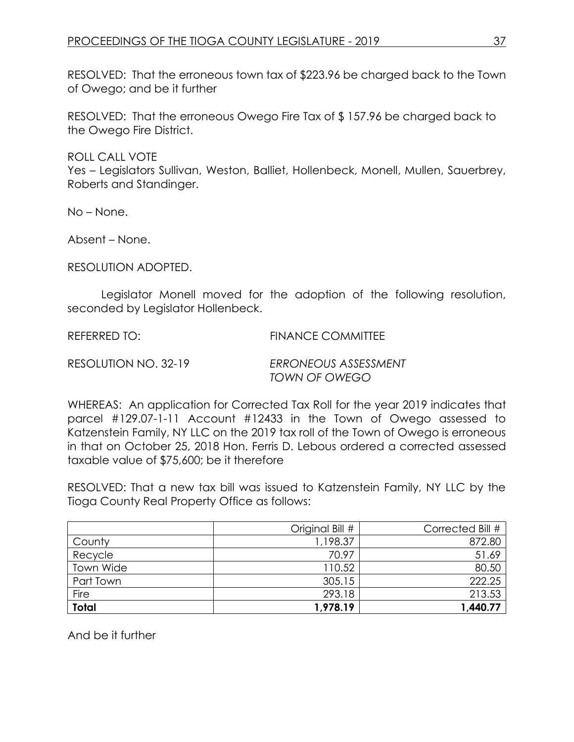RESOLVED: That the erroneous town tax of $223.96 be charged back to the Town of Owego; and be it further

RESOLVED: That the erroneous Owego Fire Tax of $ 157.96 be charged back to the Owego Fire District.

ROLL CALL VOTE
Yes – Legislators Sullivan, Weston, Balliet, Hollenbeck, Monell, Mullen, Sauerbrey, Roberts and Standinger.

No – None.

Absent – None.

RESOLUTION ADOPTED.

Legislator Monell moved for the adoption of the following resolution, seconded by Legislator Hollenbeck.

REFERRED TO: FINANCE COMMITTEE

RESOLUTION NO. 32-19 *ERRONEOUS ASSESSMENT TOWN OF OWEGO*

WHEREAS: An application for Corrected Tax Roll for the year 2019 indicates that parcel #129.07-1-11 Account #12433 in the Town of Owego assessed to Katzenstein Family, NY LLC on the 2019 tax roll of the Town of Owego is erroneous in that on October 25, 2018 Hon. Ferris D. Lebous ordered a corrected assessed taxable value of $75,600; be it therefore

RESOLVED: That a new tax bill was issued to Katzenstein Family, NY LLC by the Tioga County Real Property Office as follows:

| | Original Bill # | Corrected Bill # |
|---|---:|---:|
| County | 1,198.37 | 872.80 |
| Recycle | 70.97 | 51.69 |
| Town Wide | 110.52 | 80.50 |
| Part Town | 305.15 | 222.25 |
| Fire | 293.18 | 213.53 |
| **Total** | **1,978.19** | **1,440.77** |

And be it further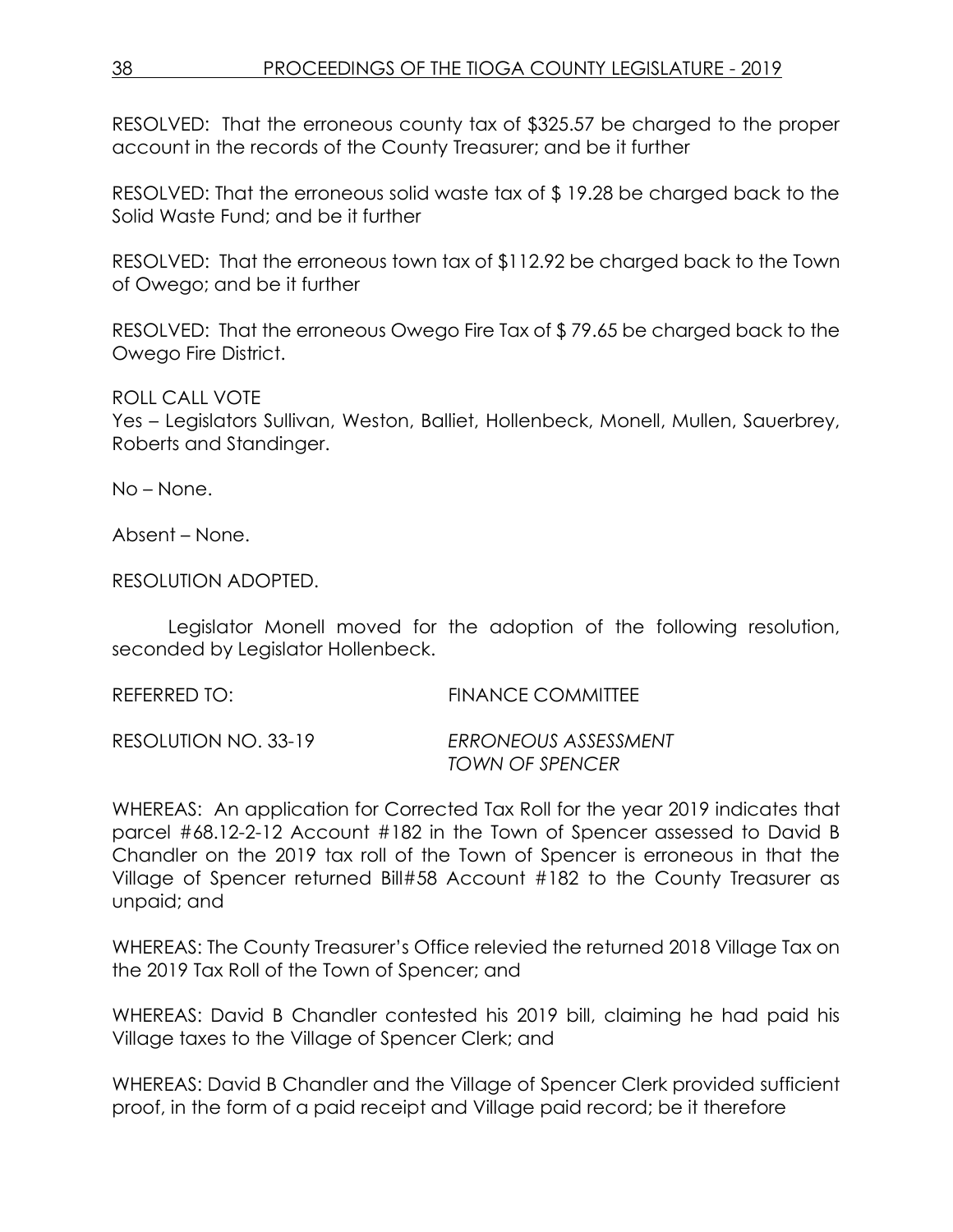RESOLVED: That the erroneous county tax of $325.57 be charged to the proper account in the records of the County Treasurer; and be it further

RESOLVED: That the erroneous solid waste tax of $ 19.28 be charged back to the Solid Waste Fund; and be it further

RESOLVED: That the erroneous town tax of $112.92 be charged back to the Town of Owego; and be it further

RESOLVED: That the erroneous Owego Fire Tax of $ 79.65 be charged back to the Owego Fire District.

ROLL CALL VOTE
Yes – Legislators Sullivan, Weston, Balliet, Hollenbeck, Monell, Mullen, Sauerbrey, Roberts and Standinger.

No – None.

Absent – None.

RESOLUTION ADOPTED.

Legislator Monell moved for the adoption of the following resolution, seconded by Legislator Hollenbeck.

REFERRED TO: FINANCE COMMITTEE

RESOLUTION NO. 33-19 *ERRONEOUS ASSESSMENT TOWN OF SPENCER*

WHEREAS: An application for Corrected Tax Roll for the year 2019 indicates that parcel #68.12-2-12 Account #182 in the Town of Spencer assessed to David B Chandler on the 2019 tax roll of the Town of Spencer is erroneous in that the Village of Spencer returned Bill#58 Account #182 to the County Treasurer as unpaid; and

WHEREAS: The County Treasurer's Office relevied the returned 2018 Village Tax on the 2019 Tax Roll of the Town of Spencer; and

WHEREAS: David B Chandler contested his 2019 bill, claiming he had paid his Village taxes to the Village of Spencer Clerk; and

WHEREAS: David B Chandler and the Village of Spencer Clerk provided sufficient proof, in the form of a paid receipt and Village paid record; be it therefore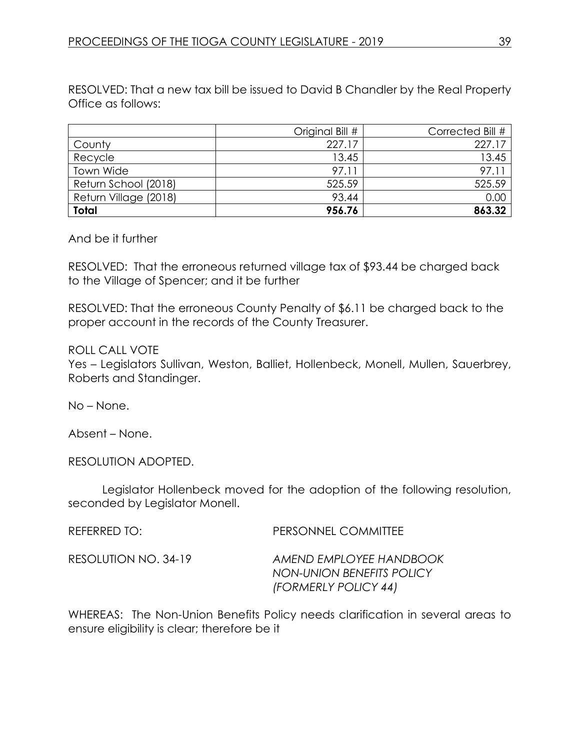RESOLVED: That a new tax bill be issued to David B Chandler by the Real Property Office as follows:

| | Original Bill # | Corrected Bill # |
|---|---|---|
| County | 227.17 | 227.17 |
| Recycle | 13.45 | 13.45 |
| Town Wide | 97.11 | 97.11 |
| Return School (2018) | 525.59 | 525.59 |
| Return Village (2018) | 93.44 | 0.00 |
| **Total** | **956.76** | **863.32** |

And be it further

RESOLVED: That the erroneous returned village tax of $93.44 be charged back to the Village of Spencer; and it be further

RESOLVED: That the erroneous County Penalty of $6.11 be charged back to the proper account in the records of the County Treasurer.

ROLL CALL VOTE
Yes – Legislators Sullivan, Weston, Balliet, Hollenbeck, Monell, Mullen, Sauerbrey, Roberts and Standinger.

No – None.

Absent – None.

RESOLUTION ADOPTED.

Legislator Hollenbeck moved for the adoption of the following resolution, seconded by Legislator Monell.

REFERRED TO: PERSONNEL COMMITTEE

RESOLUTION NO. 34-19 *AMEND EMPLOYEE HANDBOOK NON-UNION BENEFITS POLICY (FORMERLY POLICY 44)*

WHEREAS: The Non-Union Benefits Policy needs clarification in several areas to ensure eligibility is clear; therefore be it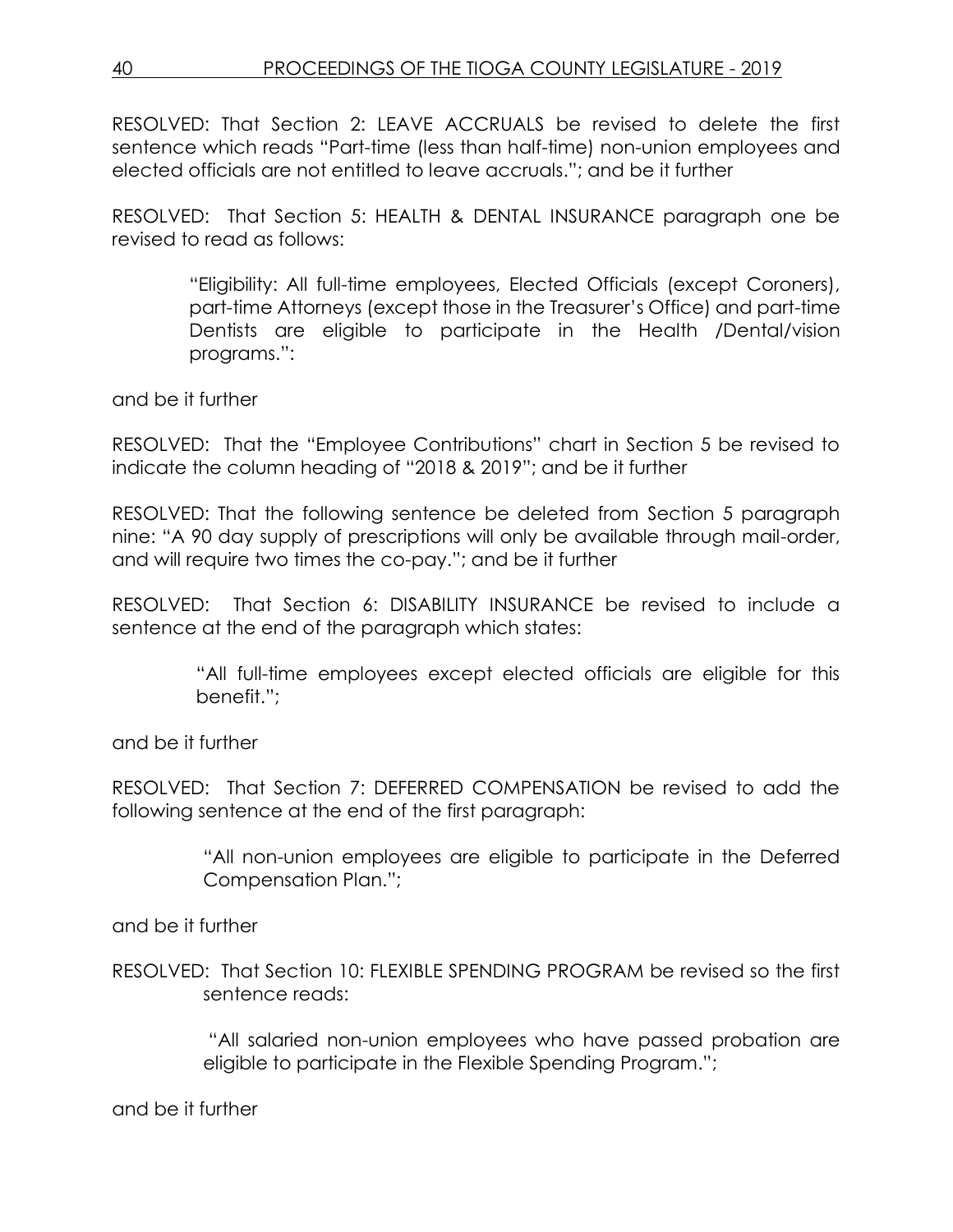RESOLVED: That Section 2: LEAVE ACCRUALS be revised to delete the first sentence which reads "Part-time (less than half-time) non-union employees and elected officials are not entitled to leave accruals."; and be it further

RESOLVED: That Section 5: HEALTH & DENTAL INSURANCE paragraph one be revised to read as follows:

> "Eligibility: All full-time employees, Elected Officials (except Coroners), part-time Attorneys (except those in the Treasurer's Office) and part-time Dentists are eligible to participate in the Health /Dental/vision programs.":

and be it further

RESOLVED: That the "Employee Contributions" chart in Section 5 be revised to indicate the column heading of "2018 & 2019"; and be it further

RESOLVED: That the following sentence be deleted from Section 5 paragraph nine: "A 90 day supply of prescriptions will only be available through mail-order, and will require two times the co-pay."; and be it further

RESOLVED: That Section 6: DISABILITY INSURANCE be revised to include a sentence at the end of the paragraph which states:

> "All full-time employees except elected officials are eligible for this benefit.";

and be it further

RESOLVED: That Section 7: DEFERRED COMPENSATION be revised to add the following sentence at the end of the first paragraph:

> "All non-union employees are eligible to participate in the Deferred Compensation Plan.";

and be it further

RESOLVED: That Section 10: FLEXIBLE SPENDING PROGRAM be revised so the first sentence reads:

> "All salaried non-union employees who have passed probation are eligible to participate in the Flexible Spending Program.";

and be it further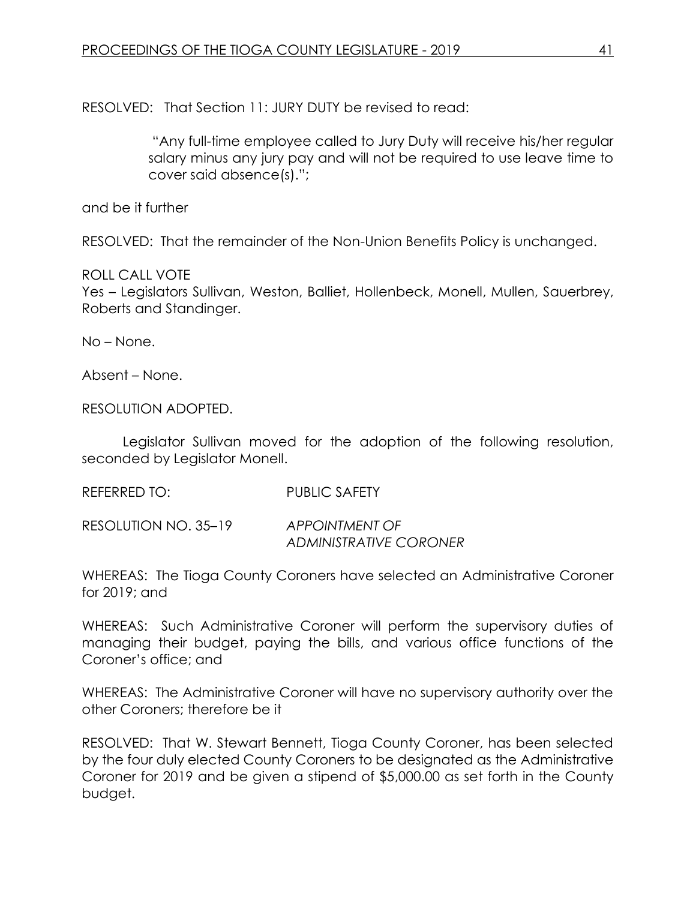RESOLVED: That Section 11: JURY DUTY be revised to read:

> "Any full-time employee called to Jury Duty will receive his/her regular salary minus any jury pay and will not be required to use leave time to cover said absence(s).";

and be it further

RESOLVED: That the remainder of the Non-Union Benefits Policy is unchanged.

ROLL CALL VOTE
Yes – Legislators Sullivan, Weston, Balliet, Hollenbeck, Monell, Mullen, Sauerbrey, Roberts and Standinger.

No – None.

Absent – None.

RESOLUTION ADOPTED.

Legislator Sullivan moved for the adoption of the following resolution, seconded by Legislator Monell.

REFERRED TO: PUBLIC SAFETY

RESOLUTION NO. 35–19 *APPOINTMENT OF ADMINISTRATIVE CORONER*

WHEREAS: The Tioga County Coroners have selected an Administrative Coroner for 2019; and

WHEREAS: Such Administrative Coroner will perform the supervisory duties of managing their budget, paying the bills, and various office functions of the Coroner's office; and

WHEREAS: The Administrative Coroner will have no supervisory authority over the other Coroners; therefore be it

RESOLVED: That W. Stewart Bennett, Tioga County Coroner, has been selected by the four duly elected County Coroners to be designated as the Administrative Coroner for 2019 and be given a stipend of $5,000.00 as set forth in the County budget.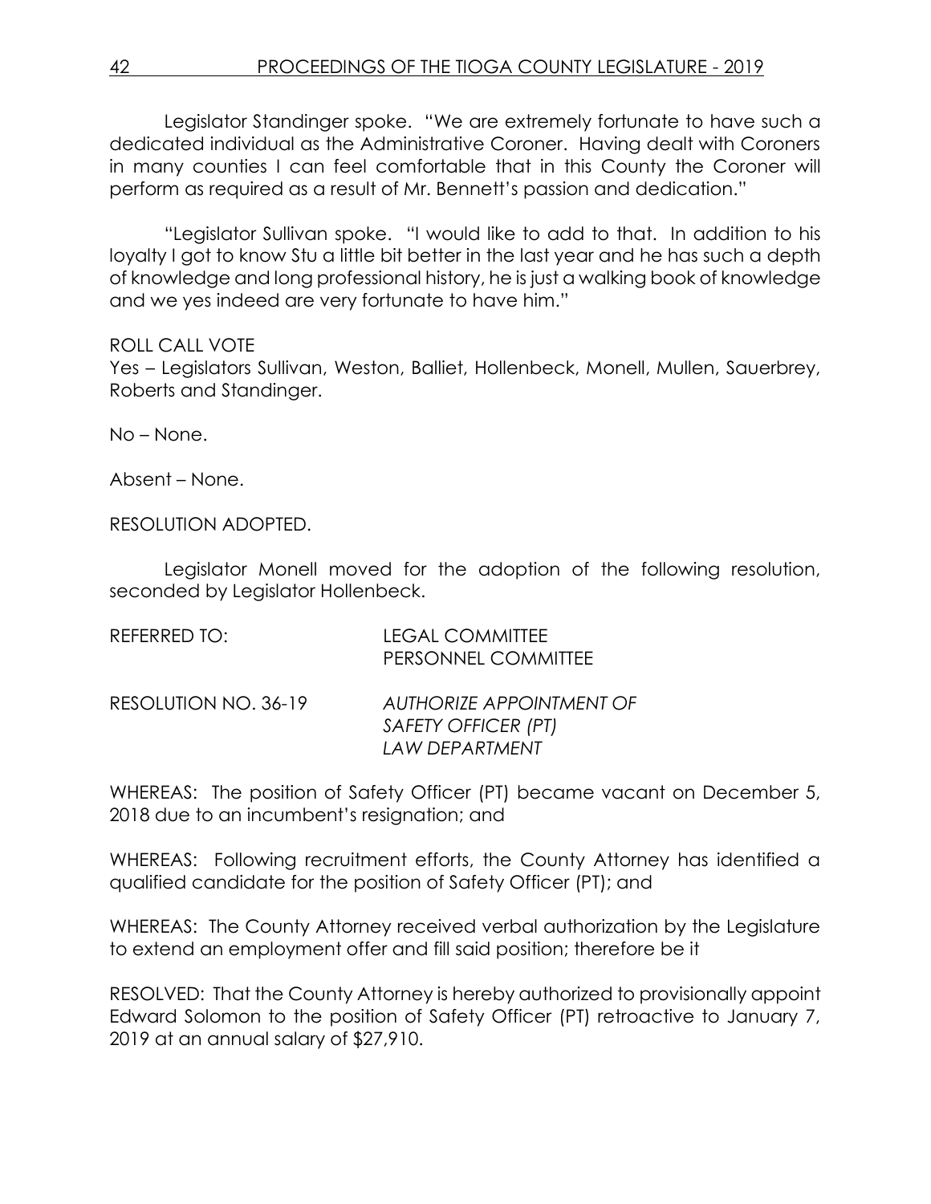Legislator Standinger spoke. "We are extremely fortunate to have such a dedicated individual as the Administrative Coroner. Having dealt with Coroners in many counties I can feel comfortable that in this County the Coroner will perform as required as a result of Mr. Bennett's passion and dedication."

"Legislator Sullivan spoke. "I would like to add to that. In addition to his loyalty I got to know Stu a little bit better in the last year and he has such a depth of knowledge and long professional history, he is just a walking book of knowledge and we yes indeed are very fortunate to have him."

ROLL CALL VOTE
Yes – Legislators Sullivan, Weston, Balliet, Hollenbeck, Monell, Mullen, Sauerbrey, Roberts and Standinger.

No – None.

Absent – None.

RESOLUTION ADOPTED.

Legislator Monell moved for the adoption of the following resolution, seconded by Legislator Hollenbeck.

REFERRED TO: LEGAL COMMITTEE
PERSONNEL COMMITTEE

RESOLUTION NO. 36-19 *AUTHORIZE APPOINTMENT OF SAFETY OFFICER (PT) LAW DEPARTMENT*

WHEREAS: The position of Safety Officer (PT) became vacant on December 5, 2018 due to an incumbent's resignation; and

WHEREAS: Following recruitment efforts, the County Attorney has identified a qualified candidate for the position of Safety Officer (PT); and

WHEREAS: The County Attorney received verbal authorization by the Legislature to extend an employment offer and fill said position; therefore be it

RESOLVED: That the County Attorney is hereby authorized to provisionally appoint Edward Solomon to the position of Safety Officer (PT) retroactive to January 7, 2019 at an annual salary of $27,910.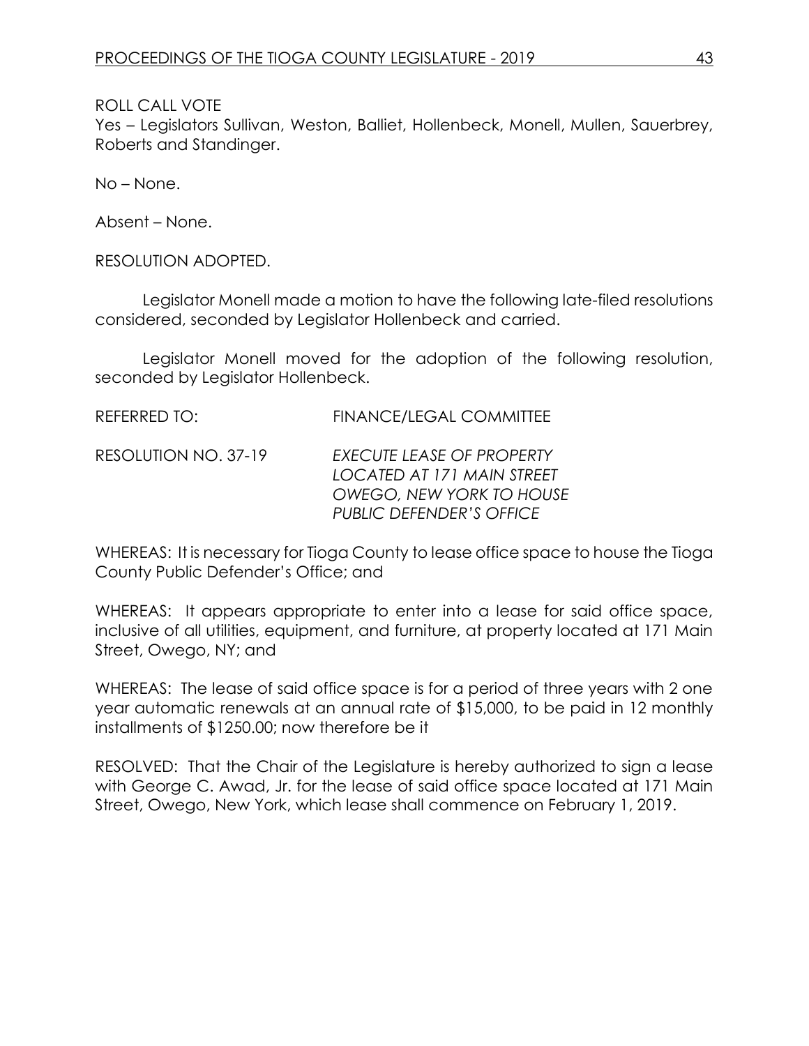ROLL CALL VOTE
Yes – Legislators Sullivan, Weston, Balliet, Hollenbeck, Monell, Mullen, Sauerbrey, Roberts and Standinger.

No – None.

Absent – None.

RESOLUTION ADOPTED.

Legislator Monell made a motion to have the following late-filed resolutions considered, seconded by Legislator Hollenbeck and carried.

Legislator Monell moved for the adoption of the following resolution, seconded by Legislator Hollenbeck.

REFERRED TO: FINANCE/LEGAL COMMITTEE

RESOLUTION NO. 37-19 *EXECUTE LEASE OF PROPERTY LOCATED AT 171 MAIN STREET OWEGO, NEW YORK TO HOUSE PUBLIC DEFENDER'S OFFICE*

WHEREAS: It is necessary for Tioga County to lease office space to house the Tioga County Public Defender's Office; and

WHEREAS: It appears appropriate to enter into a lease for said office space, inclusive of all utilities, equipment, and furniture, at property located at 171 Main Street, Owego, NY; and

WHEREAS: The lease of said office space is for a period of three years with 2 one year automatic renewals at an annual rate of $15,000, to be paid in 12 monthly installments of $1250.00; now therefore be it

RESOLVED: That the Chair of the Legislature is hereby authorized to sign a lease with George C. Awad, Jr. for the lease of said office space located at 171 Main Street, Owego, New York, which lease shall commence on February 1, 2019.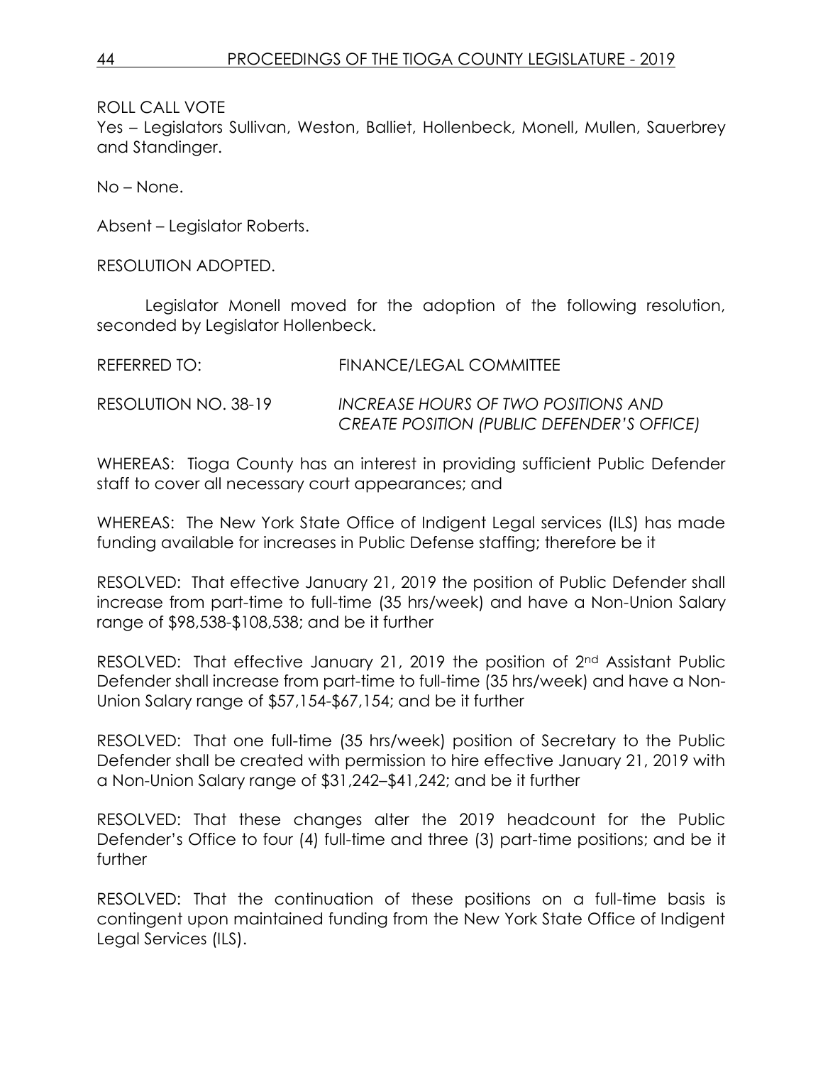ROLL CALL VOTE

Yes – Legislators Sullivan, Weston, Balliet, Hollenbeck, Monell, Mullen, Sauerbrey and Standinger.

No – None.

Absent – Legislator Roberts.

RESOLUTION ADOPTED.

Legislator Monell moved for the adoption of the following resolution, seconded by Legislator Hollenbeck.

REFERRED TO: FINANCE/LEGAL COMMITTEE

RESOLUTION NO. 38-19 *INCREASE HOURS OF TWO POSITIONS AND CREATE POSITION (PUBLIC DEFENDER'S OFFICE)*

WHEREAS: Tioga County has an interest in providing sufficient Public Defender staff to cover all necessary court appearances; and

WHEREAS: The New York State Office of Indigent Legal services (ILS) has made funding available for increases in Public Defense staffing; therefore be it

RESOLVED: That effective January 21, 2019 the position of Public Defender shall increase from part-time to full-time (35 hrs/week) and have a Non-Union Salary range of $98,538-$108,538; and be it further

RESOLVED: That effective January 21, 2019 the position of 2nd Assistant Public Defender shall increase from part-time to full-time (35 hrs/week) and have a Non-Union Salary range of $57,154-$67,154; and be it further

RESOLVED: That one full-time (35 hrs/week) position of Secretary to the Public Defender shall be created with permission to hire effective January 21, 2019 with a Non-Union Salary range of $31,242–$41,242; and be it further

RESOLVED: That these changes alter the 2019 headcount for the Public Defender's Office to four (4) full-time and three (3) part-time positions; and be it further

RESOLVED: That the continuation of these positions on a full-time basis is contingent upon maintained funding from the New York State Office of Indigent Legal Services (ILS).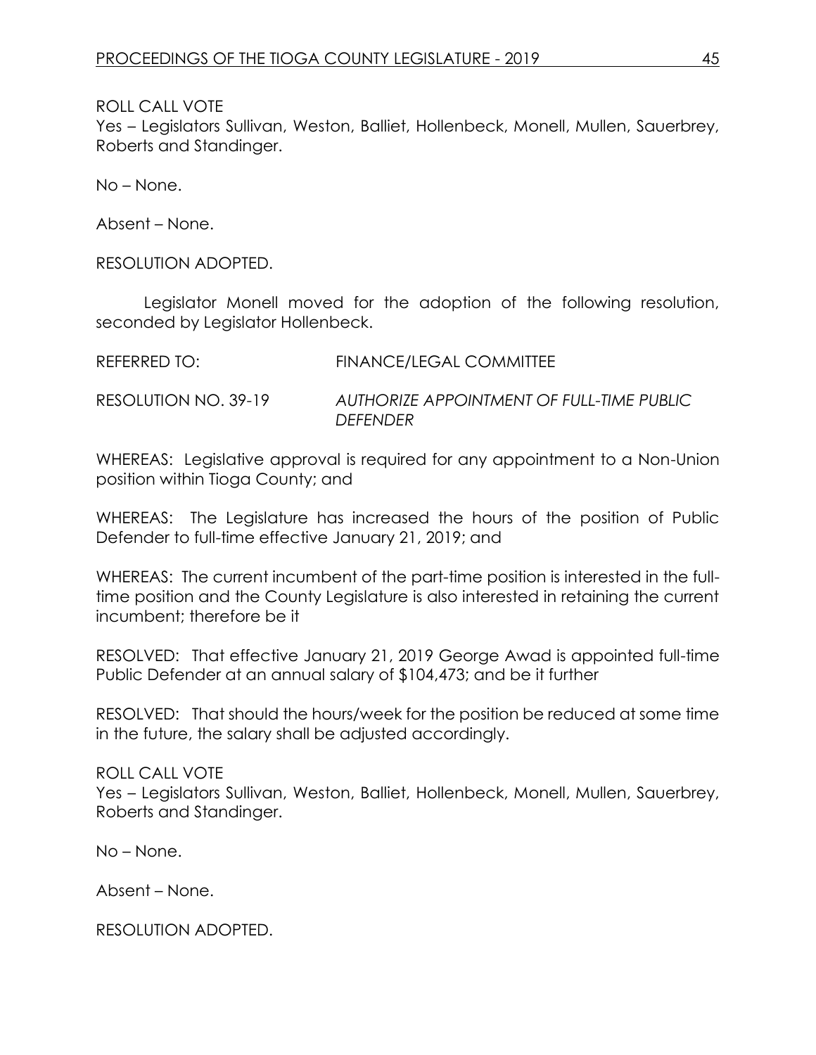ROLL CALL VOTE
Yes – Legislators Sullivan, Weston, Balliet, Hollenbeck, Monell, Mullen, Sauerbrey, Roberts and Standinger.

No – None.

Absent – None.

RESOLUTION ADOPTED.

Legislator Monell moved for the adoption of the following resolution, seconded by Legislator Hollenbeck.

REFERRED TO: FINANCE/LEGAL COMMITTEE

RESOLUTION NO. 39-19 *AUTHORIZE APPOINTMENT OF FULL-TIME PUBLIC DEFENDER*

WHEREAS: Legislative approval is required for any appointment to a Non-Union position within Tioga County; and

WHEREAS: The Legislature has increased the hours of the position of Public Defender to full-time effective January 21, 2019; and

WHEREAS: The current incumbent of the part-time position is interested in the full-time position and the County Legislature is also interested in retaining the current incumbent; therefore be it

RESOLVED: That effective January 21, 2019 George Awad is appointed full-time Public Defender at an annual salary of $104,473; and be it further

RESOLVED: That should the hours/week for the position be reduced at some time in the future, the salary shall be adjusted accordingly.

ROLL CALL VOTE
Yes – Legislators Sullivan, Weston, Balliet, Hollenbeck, Monell, Mullen, Sauerbrey, Roberts and Standinger.

No – None.

Absent – None.

RESOLUTION ADOPTED.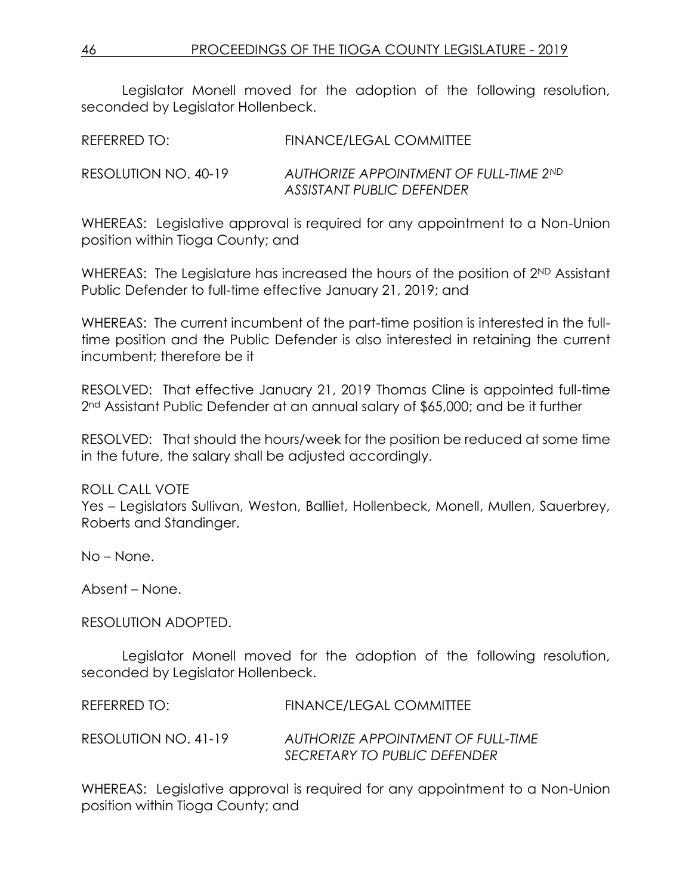Legislator Monell moved for the adoption of the following resolution, seconded by Legislator Hollenbeck.

REFERRED TO: FINANCE/LEGAL COMMITTEE

RESOLUTION NO. 40-19 *AUTHORIZE APPOINTMENT OF FULL-TIME 2ND ASSISTANT PUBLIC DEFENDER*

WHEREAS: Legislative approval is required for any appointment to a Non-Union position within Tioga County; and

WHEREAS: The Legislature has increased the hours of the position of 2ND Assistant Public Defender to full-time effective January 21, 2019; and

WHEREAS: The current incumbent of the part-time position is interested in the full-time position and the Public Defender is also interested in retaining the current incumbent; therefore be it

RESOLVED: That effective January 21, 2019 Thomas Cline is appointed full-time 2nd Assistant Public Defender at an annual salary of $65,000; and be it further

RESOLVED: That should the hours/week for the position be reduced at some time in the future, the salary shall be adjusted accordingly.

ROLL CALL VOTE
Yes – Legislators Sullivan, Weston, Balliet, Hollenbeck, Monell, Mullen, Sauerbrey, Roberts and Standinger.

No – None.

Absent – None.

RESOLUTION ADOPTED.

Legislator Monell moved for the adoption of the following resolution, seconded by Legislator Hollenbeck.

REFERRED TO: FINANCE/LEGAL COMMITTEE

RESOLUTION NO. 41-19 *AUTHORIZE APPOINTMENT OF FULL-TIME SECRETARY TO PUBLIC DEFENDER*

WHEREAS: Legislative approval is required for any appointment to a Non-Union position within Tioga County; and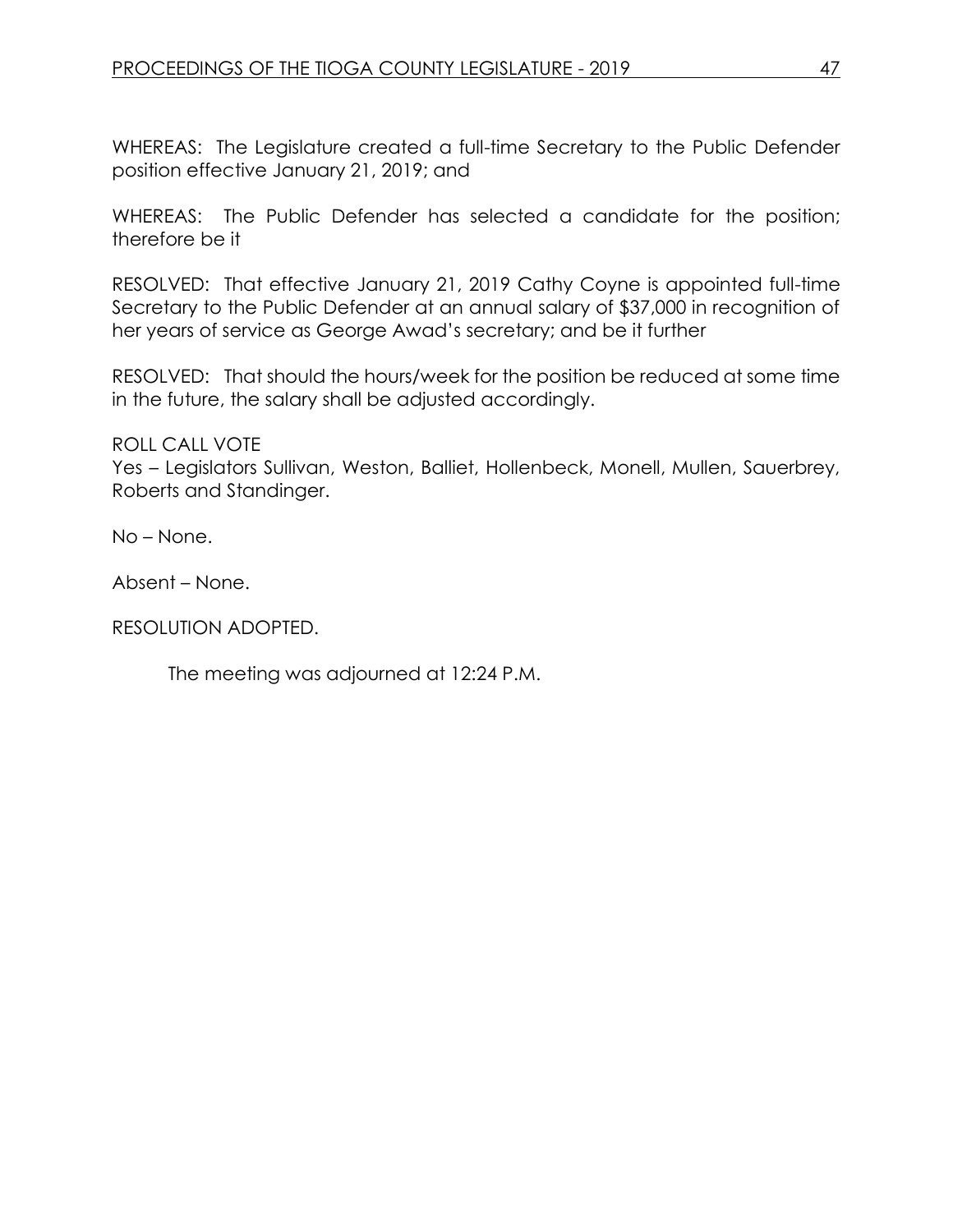WHEREAS: The Legislature created a full-time Secretary to the Public Defender position effective January 21, 2019; and

WHEREAS: The Public Defender has selected a candidate for the position; therefore be it

RESOLVED: That effective January 21, 2019 Cathy Coyne is appointed full-time Secretary to the Public Defender at an annual salary of $37,000 in recognition of her years of service as George Awad's secretary; and be it further

RESOLVED: That should the hours/week for the position be reduced at some time in the future, the salary shall be adjusted accordingly.

ROLL CALL VOTE
Yes – Legislators Sullivan, Weston, Balliet, Hollenbeck, Monell, Mullen, Sauerbrey, Roberts and Standinger.

No – None.

Absent – None.

RESOLUTION ADOPTED.

The meeting was adjourned at 12:24 P.M.